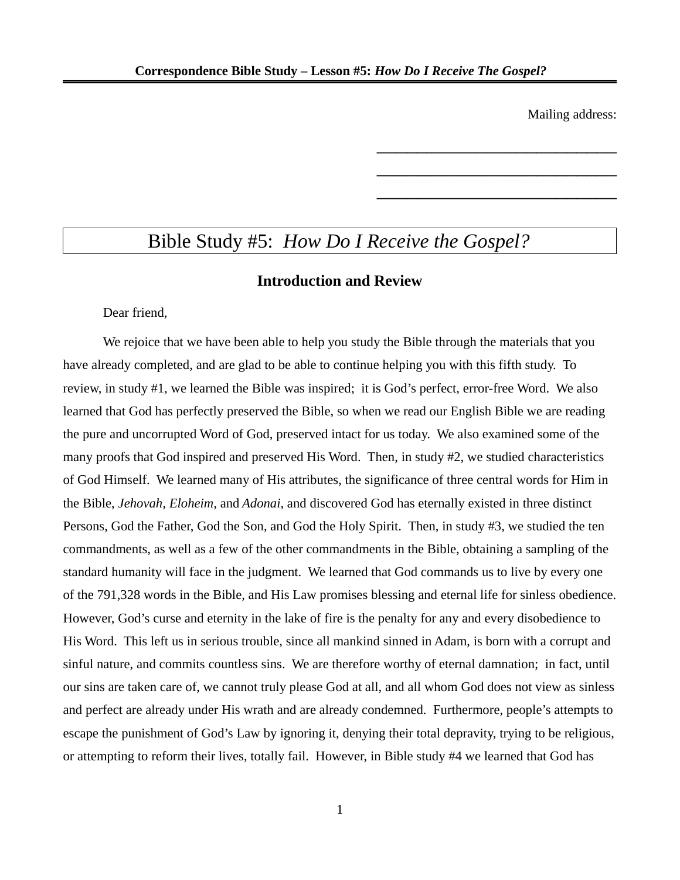Mailing address:

\_\_\_\_\_\_\_\_\_\_\_\_\_\_\_\_\_\_\_\_\_\_\_\_\_\_\_\_\_\_\_\_

\_\_\_\_\_\_\_\_\_\_\_\_\_\_\_\_\_\_\_\_\_\_\_\_\_\_\_\_\_\_\_\_

\_\_\_\_\_\_\_\_\_\_\_\_\_\_\_\_\_\_\_\_\_\_\_\_\_\_\_\_\_\_\_\_

# Bible Study #5: *How Do I Receive the Gospel?*

## Introduction and Review

Dear friend,

We rejoice that we have been able to help you study the Bible through the materials that you have already completed, and are glad to be able to continue helping you with this fifth study. To review, in study #1, we learned the Bible was inspired; it is God's perfect, error-free Word. We also learned that God has perfectly preserved the Bible, so when we read our English Bible we are reading the pure and uncorrupted Word of God, preserved intact for us today. We also examined some of the many proofs that God inspired and preserved His Word. Then, in study #2, we studied characteristics of God Himself. We learned many of His attributes, the significance of three central words for Him in the Bible, *Jehovah*, *Eloheim*, and *Adonai*, and discovered God has eternally existed in three distinct Persons, God the Father, God the Son, and God the Holy Spirit. Then, in study #3, we studied the ten commandments, as well as a few of the other commandments in the Bible, obtaining a sampling of the standard humanity will face in the judgment. We learned that God commands us to live by every one of the 791,328 words in the Bible, and His Law promises blessing and eternal life for sinless obedience. However, God's curse and eternity in the lake of fire is the penalty for any and every disobedience to His Word. This left us in serious trouble, since all mankind sinned in Adam, is born with a corrupt and sinful nature, and commits countless sins. We are therefore worthy of eternal damnation; in fact, until our sins are taken care of, we cannot truly please God at all, and all whom God does not view as sinless and perfect are already under His wrath and are already condemned. Furthermore, people's attempts to escape the punishment of God's Law by ignoring it, denying their total depravity, trying to be religious, or attempting to reform their lives, totally fail. However, in Bible study #4 we learned that God has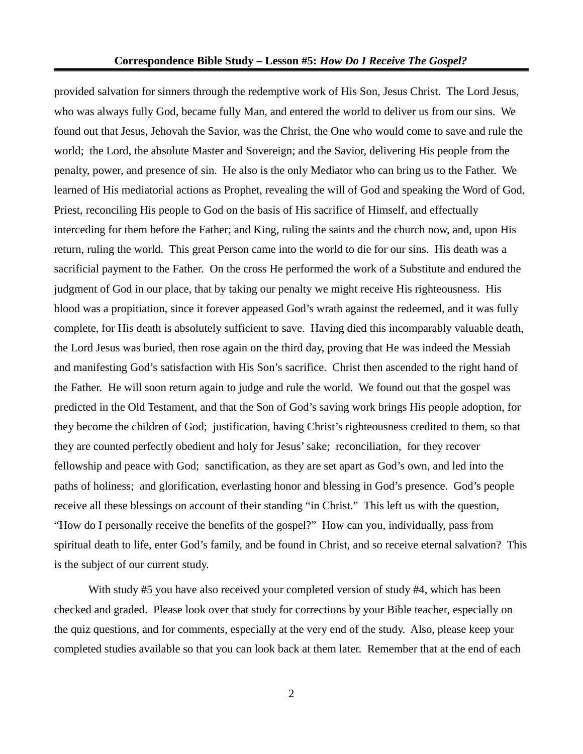provided salvation for sinners through the redemptive work of His Son, Jesus Christ. The Lord Jesus, who was always fully God, became fully Man, and entered the world to deliver us from our sins. We found out that Jesus, Jehovah the Savior, was the Christ, the One who would come to save and rule the world; the Lord, the absolute Master and Sovereign; and the Savior, delivering His people from the penalty, power, and presence of sin. He also is the only Mediator who can bring us to the Father. We learned of His mediatorial actions as Prophet, revealing the will of God and speaking the Word of God, Priest, reconciling His people to God on the basis of His sacrifice of Himself, and effectually interceding for them before the Father; and King, ruling the saints and the church now, and, upon His return, ruling the world. This great Person came into the world to die for our sins. His death was a sacrificial payment to the Father. On the cross He performed the work of a Substitute and endured the judgment of God in our place, that by taking our penalty we might receive His righteousness. His blood was a propitiation, since it forever appeased God's wrath against the redeemed, and it was fully complete, for His death is absolutely sufficient to save. Having died this incomparably valuable death, the Lord Jesus was buried, then rose again on the third day, proving that He was indeed the Messiah and manifesting God's satisfaction with His Son's sacrifice. Christ then ascended to the right hand of the Father. He will soon return again to judge and rule the world. We found out that the gospel was predicted in the Old Testament, and that the Son of God's saving work brings His people adoption, for they become the children of God; justification, having Christ's righteousness credited to them, so that they are counted perfectly obedient and holy for Jesus' sake; reconciliation, for they recover fellowship and peace with God; sanctification, as they are set apart as God's own, and led into the paths of holiness; and glorification, everlasting honor and blessing in God's presence. God's people receive all these blessings on account of their standing "in Christ." This left us with the question, "How do I personally receive the benefits of the gospel?" How can you, individually, pass from spiritual death to life, enter God's family, and be found in Christ, and so receive eternal salvation? This is the subject of our current study.

With study #5 you have also received your completed version of study #4, which has been checked and graded. Please look over that study for corrections by your Bible teacher, especially on the quiz questions, and for comments, especially at the very end of the study. Also, please keep your completed studies available so that you can look back at them later. Remember that at the end of each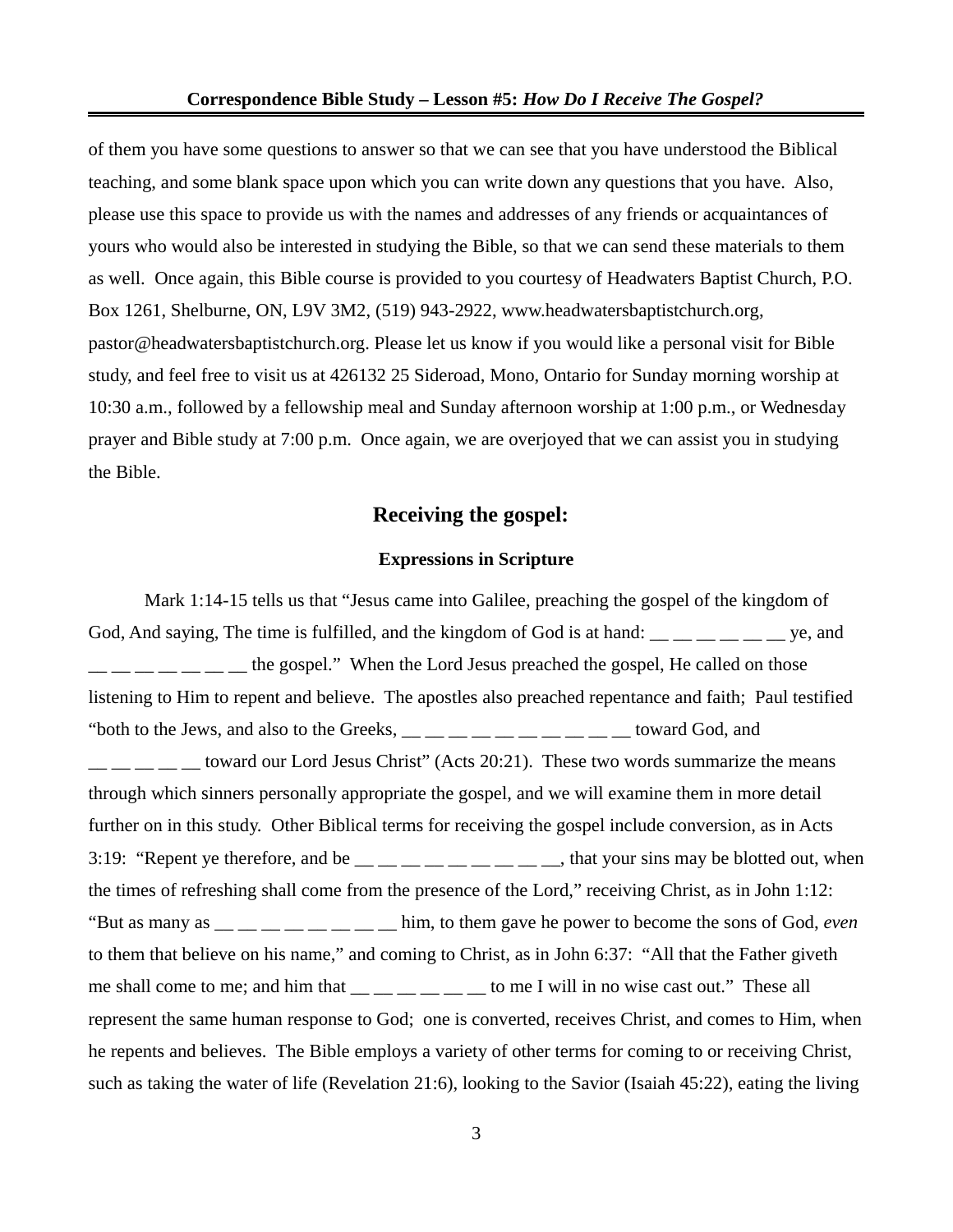of them you have some questions to answer so that we can see that you have understood the Biblical teaching, and some blank space upon which you can write down any questions that you have. Also, please use this space to provide us with the names and addresses of any friends or acquaintances of yours who would also be interested in studying the Bible, so that we can send these materials to them as well. Once again, this Bible course is provided to you courtesy of Headwaters Baptist Church, P.O. Box 1261, Shelburne, ON, L9V 3M2, (519) 943-2922, www.headwatersbaptistchurch.org, pastor@headwatersbaptistchurch.org. Please let us know if you would like a personal visit for Bible study, and feel free to visit us at 426132 25 Sideroad, Mono, Ontario for Sunday morning worship at 10:30 a.m., followed by a fellowship meal and Sunday afternoon worship at 1:00 p.m., or Wednesday prayer and Bible study at 7:00 p.m. Once again, we are overjoyed that we can assist you in studying the Bible.

## Receiving the gospel:

### Expressions in Scripture

Mark 1:14-15 tells us that "Jesus came into Galilee, preaching the gospel of the kingdom of God, And saying, The time is fulfilled, and the kingdom of God is at hand: __ __ __ __ __ __ ye, and __ __ __ __ __ __ __ the gospel." When the Lord Jesus preached the gospel, He called on those listening to Him to repent and believe. The apostles also preached repentance and faith; Paul testified "both to the Jews, and also to the Greeks, __ __ __ __ __ __ __ __ __ __ toward God, and __ __ __ __ __ toward our Lord Jesus Christ" (Acts 20:21). These two words summarize the means through which sinners personally appropriate the gospel, and we will examine them in more detail further on in this study. Other Biblical terms for receiving the gospel include conversion, as in Acts 3:19: "Repent ye therefore, and be __ __ __ __ __ __ __ __ __, that your sins may be blotted out, when the times of refreshing shall come from the presence of the Lord," receiving Christ, as in John 1:12: "But as many as __ __ __ __ __ __ __ __ him, to them gave he power to become the sons of God, *even* to them that believe on his name," and coming to Christ, as in John 6:37: "All that the Father giveth me shall come to me; and him that __ __ __ __ __ __ to me I will in no wise cast out." These all represent the same human response to God; one is converted, receives Christ, and comes to Him, when he repents and believes. The Bible employs a variety of other terms for coming to or receiving Christ, such as taking the water of life (Revelation 21:6), looking to the Savior (Isaiah 45:22), eating the living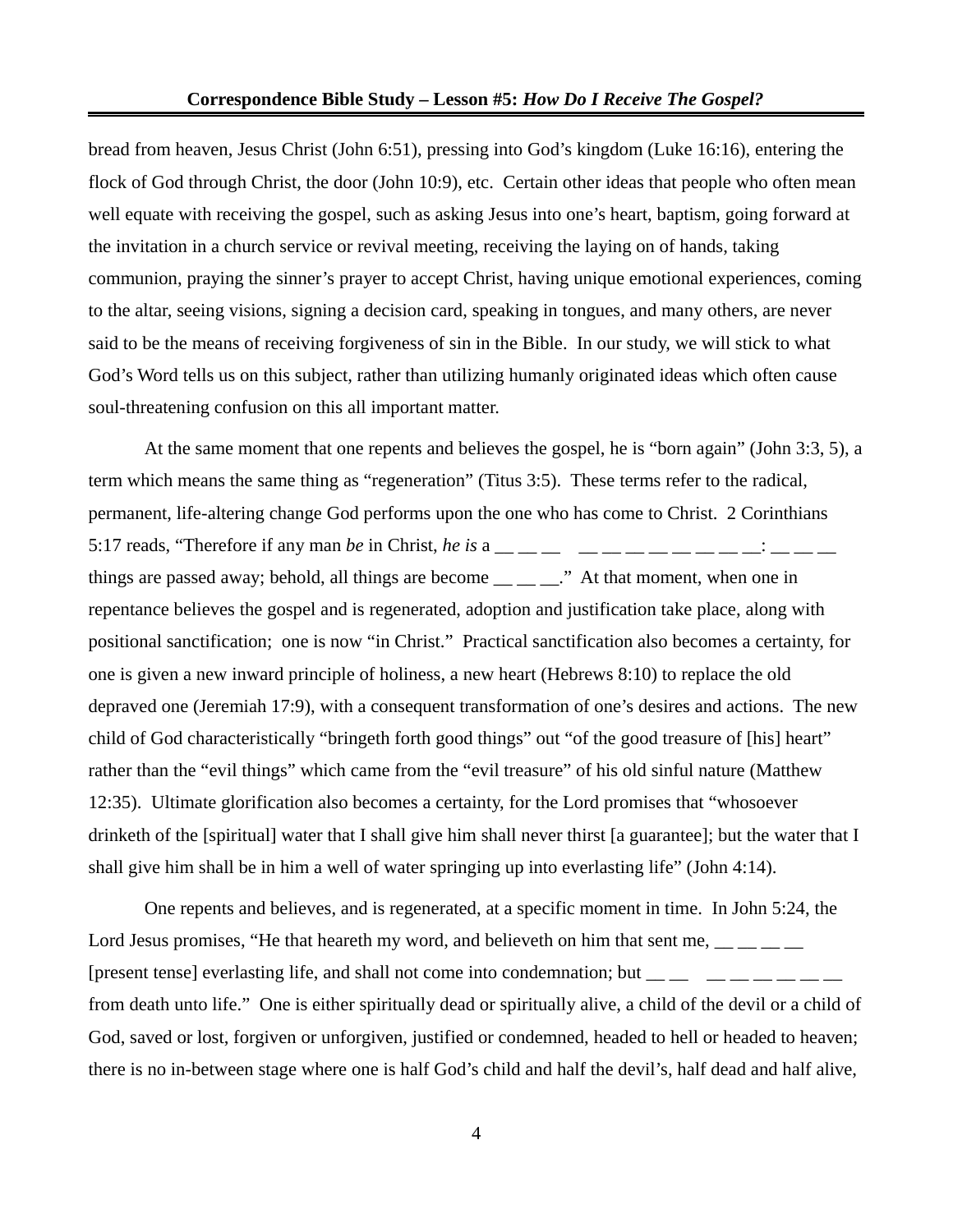bread from heaven, Jesus Christ (John 6:51), pressing into God's kingdom (Luke 16:16), entering the flock of God through Christ, the door (John 10:9), etc. Certain other ideas that people who often mean well equate with receiving the gospel, such as asking Jesus into one's heart, baptism, going forward at the invitation in a church service or revival meeting, receiving the laying on of hands, taking communion, praying the sinner's prayer to accept Christ, having unique emotional experiences, coming to the altar, seeing visions, signing a decision card, speaking in tongues, and many others, are never said to be the means of receiving forgiveness of sin in the Bible. In our study, we will stick to what God's Word tells us on this subject, rather than utilizing humanly originated ideas which often cause soul-threatening confusion on this all important matter.

At the same moment that one repents and believes the gospel, he is "born again" (John 3:3, 5), a term which means the same thing as "regeneration" (Titus 3:5). These terms refer to the radical, permanent, life-altering change God performs upon the one who has come to Christ. 2 Corinthians 5:17 reads, "Therefore if any man *be* in Christ, *he is* a __ __ __ __ __ __ __ __ __ __ __: __ __ __ things are passed away; behold, all things are become __ __ __." At that moment, when one in repentance believes the gospel and is regenerated, adoption and justification take place, along with positional sanctification; one is now "in Christ." Practical sanctification also becomes a certainty, for one is given a new inward principle of holiness, a new heart (Hebrews 8:10) to replace the old depraved one (Jeremiah 17:9), with a consequent transformation of one's desires and actions. The new child of God characteristically "bringeth forth good things" out "of the good treasure of [his] heart" rather than the "evil things" which came from the "evil treasure" of his old sinful nature (Matthew 12:35). Ultimate glorification also becomes a certainty, for the Lord promises that "whosoever drinketh of the [spiritual] water that I shall give him shall never thirst [a guarantee]; but the water that I shall give him shall be in him a well of water springing up into everlasting life" (John 4:14).

One repents and believes, and is regenerated, at a specific moment in time. In John 5:24, the Lord Jesus promises, "He that heareth my word, and believeth on him that sent me, __ __ __ __ [present tense] everlasting life, and shall not come into condemnation; but __ __ __ __ __ __ __ __ from death unto life." One is either spiritually dead or spiritually alive, a child of the devil or a child of God, saved or lost, forgiven or unforgiven, justified or condemned, headed to hell or headed to heaven; there is no in-between stage where one is half God's child and half the devil's, half dead and half alive,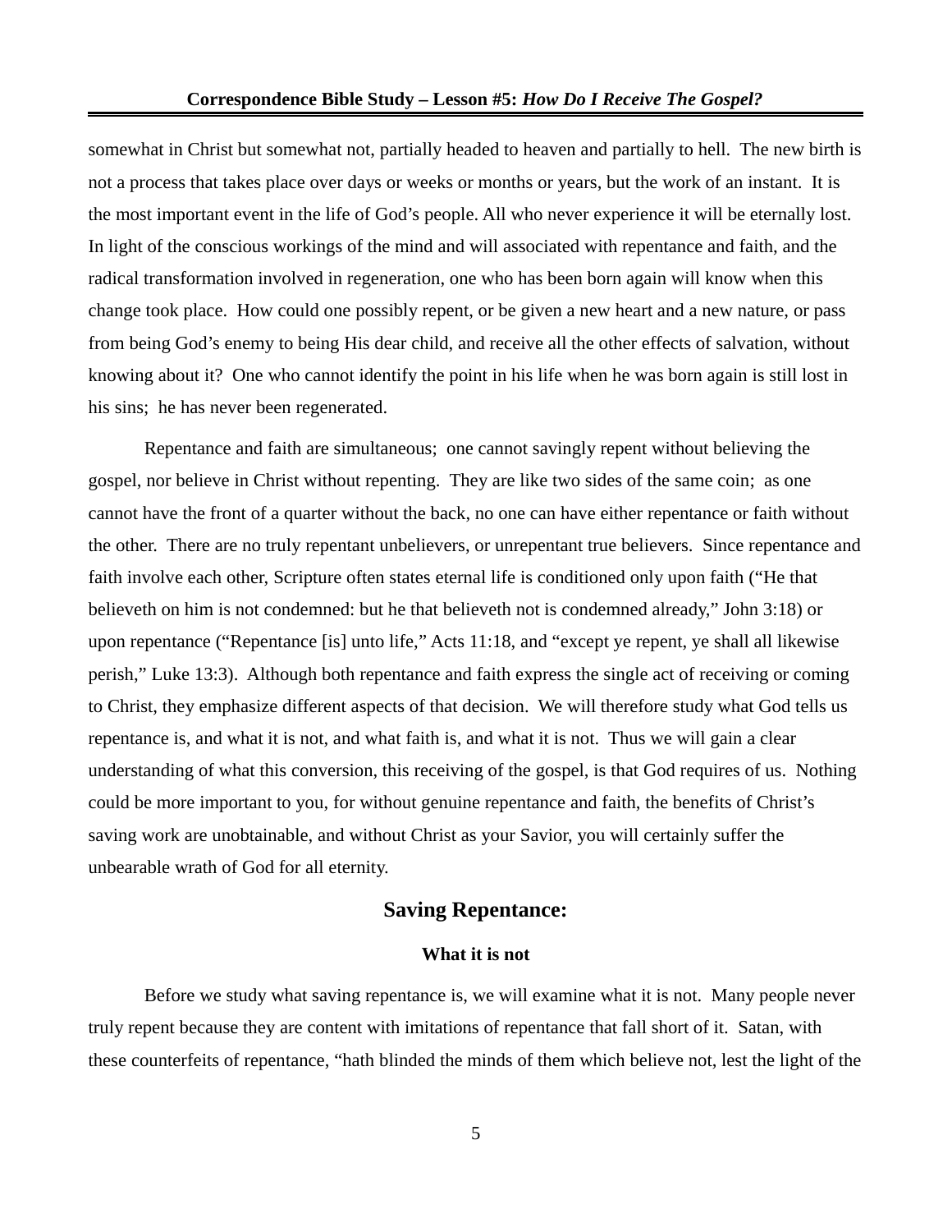somewhat in Christ but somewhat not, partially headed to heaven and partially to hell. The new birth is not a process that takes place over days or weeks or months or years, but the work of an instant. It is the most important event in the life of God's people. All who never experience it will be eternally lost. In light of the conscious workings of the mind and will associated with repentance and faith, and the radical transformation involved in regeneration, one who has been born again will know when this change took place. How could one possibly repent, or be given a new heart and a new nature, or pass from being God's enemy to being His dear child, and receive all the other effects of salvation, without knowing about it? One who cannot identify the point in his life when he was born again is still lost in his sins; he has never been regenerated.

Repentance and faith are simultaneous; one cannot savingly repent without believing the gospel, nor believe in Christ without repenting. They are like two sides of the same coin; as one cannot have the front of a quarter without the back, no one can have either repentance or faith without the other. There are no truly repentant unbelievers, or unrepentant true believers. Since repentance and faith involve each other, Scripture often states eternal life is conditioned only upon faith ("He that believeth on him is not condemned: but he that believeth not is condemned already," John 3:18) or upon repentance ("Repentance [is] unto life," Acts 11:18, and "except ye repent, ye shall all likewise perish," Luke 13:3). Although both repentance and faith express the single act of receiving or coming to Christ, they emphasize different aspects of that decision. We will therefore study what God tells us repentance is, and what it is not, and what faith is, and what it is not. Thus we will gain a clear understanding of what this conversion, this receiving of the gospel, is that God requires of us. Nothing could be more important to you, for without genuine repentance and faith, the benefits of Christ's saving work are unobtainable, and without Christ as your Savior, you will certainly suffer the unbearable wrath of God for all eternity.

## Saving Repentance:

### What it is not

Before we study what saving repentance is, we will examine what it is not. Many people never truly repent because they are content with imitations of repentance that fall short of it. Satan, with these counterfeits of repentance, "hath blinded the minds of them which believe not, lest the light of the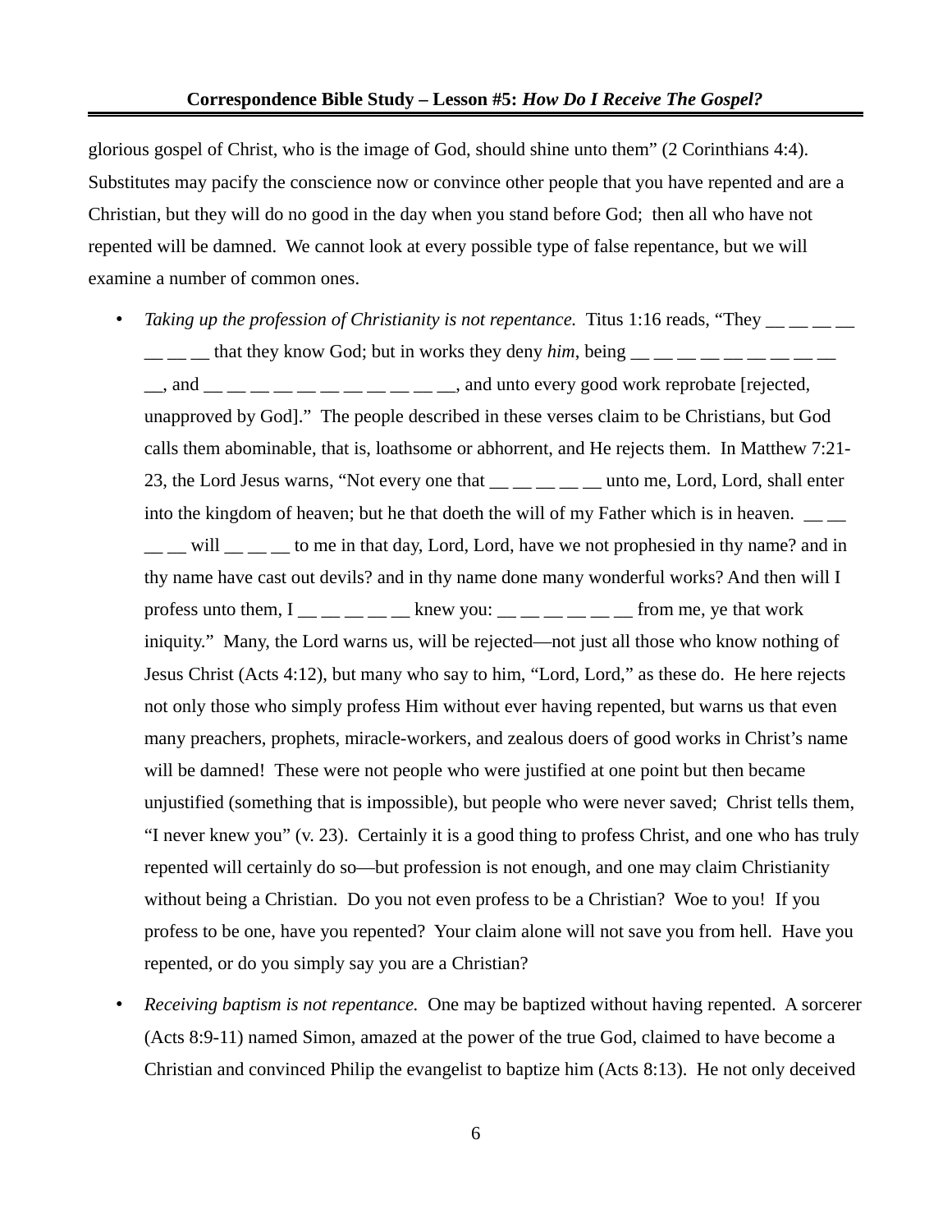glorious gospel of Christ, who is the image of God, should shine unto them" (2 Corinthians 4:4). Substitutes may pacify the conscience now or convince other people that you have repented and are a Christian, but they will do no good in the day when you stand before God; then all who have not repented will be damned. We cannot look at every possible type of false repentance, but we will examine a number of common ones.

- *Taking up the profession of Christianity is not repentance.* Titus 1:16 reads, "They __ __ __ __ __ __ __ that they know God; but in works they deny *him*, being __ __ __ __ __ __ __ __ __ __ __, and __ __ __ __ __ __ __ __ __ __ __, and unto every good work reprobate [rejected, unapproved by God]." The people described in these verses claim to be Christians, but God calls them abominable, that is, loathsome or abhorrent, and He rejects them. In Matthew 7:21-23, the Lord Jesus warns, "Not every one that __ __ __ __ __ unto me, Lord, Lord, shall enter into the kingdom of heaven; but he that doeth the will of my Father which is in heaven. __ __ __ __ will __ __ __ to me in that day, Lord, Lord, have we not prophesied in thy name? and in thy name have cast out devils? and in thy name done many wonderful works? And then will I profess unto them, I __ __ __ __ __ knew you: __ __ __ __ __ __ from me, ye that work iniquity." Many, the Lord warns us, will be rejected—not just all those who know nothing of Jesus Christ (Acts 4:12), but many who say to him, "Lord, Lord," as these do. He here rejects not only those who simply profess Him without ever having repented, but warns us that even many preachers, prophets, miracle-workers, and zealous doers of good works in Christ's name will be damned! These were not people who were justified at one point but then became unjustified (something that is impossible), but people who were never saved; Christ tells them, "I never knew you" (v. 23). Certainly it is a good thing to profess Christ, and one who has truly repented will certainly do so—but profession is not enough, and one may claim Christianity without being a Christian. Do you not even profess to be a Christian? Woe to you! If you profess to be one, have you repented? Your claim alone will not save you from hell. Have you repented, or do you simply say you are a Christian?

- *Receiving baptism is not repentance.* One may be baptized without having repented. A sorcerer (Acts 8:9-11) named Simon, amazed at the power of the true God, claimed to have become a Christian and convinced Philip the evangelist to baptize him (Acts 8:13). He not only deceived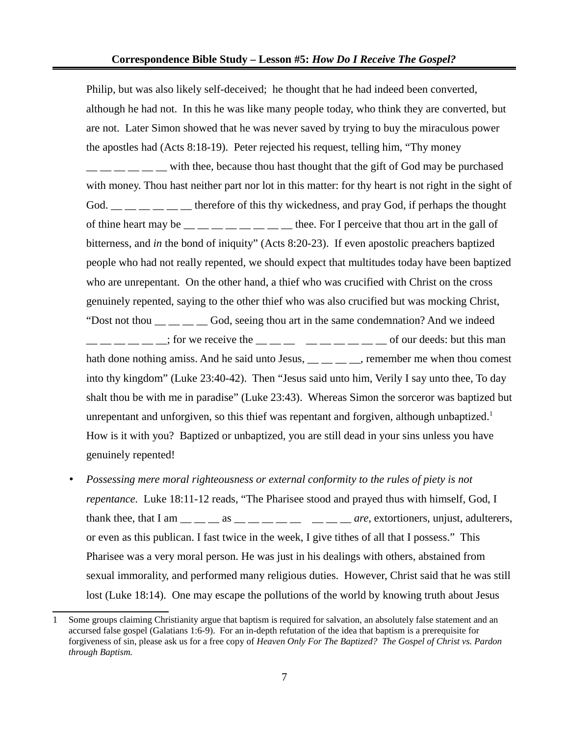Philip, but was also likely self-deceived; he thought that he had indeed been converted, although he had not. In this he was like many people today, who think they are converted, but are not. Later Simon showed that he was never saved by trying to buy the miraculous power the apostles had (Acts 8:18-19). Peter rejected his request, telling him, "Thy money __ __ __ __ __ __ __ with thee, because thou hast thought that the gift of God may be purchased with money. Thou hast neither part nor lot in this matter: for thy heart is not right in the sight of God. __ __ __ __ __ __ __ therefore of this thy wickedness, and pray God, if perhaps the thought of thine heart may be __ __ __ __ __ __ __ __ __ thee. For I perceive that thou art in the gall of bitterness, and *in* the bond of iniquity" (Acts 8:20-23). If even apostolic preachers baptized people who had not really repented, we should expect that multitudes today have been baptized who are unrepentant. On the other hand, a thief who was crucified with Christ on the cross genuinely repented, saying to the other thief who was also crucified but was mocking Christ, "Dost not thou __ __ __ __ God, seeing thou art in the same condemnation? And we indeed __ __ __ __ __ __ __; for we receive the __ __ __ __ __ __ __ __ __ __ of our deeds: but this man hath done nothing amiss. And he said unto Jesus, __ __ __ __, remember me when thou comest into thy kingdom" (Luke 23:40-42). Then "Jesus said unto him, Verily I say unto thee, To day shalt thou be with me in paradise" (Luke 23:43). Whereas Simon the sorceror was baptized but unrepentant and unforgiven, so this thief was repentant and forgiven, although unbaptized.[1] How is it with you? Baptized or unbaptized, you are still dead in your sins unless you have genuinely repented!

- *Possessing mere moral righteousness or external conformity to the rules of piety is not repentance.* Luke 18:11-12 reads, "The Pharisee stood and prayed thus with himself, God, I thank thee, that I am __ __ __ as __ __ __ __ __ __ __ __ __ *are*, extortioners, unjust, adulterers, or even as this publican. I fast twice in the week, I give tithes of all that I possess." This Pharisee was a very moral person. He was just in his dealings with others, abstained from sexual immorality, and performed many religious duties. However, Christ said that he was still lost (Luke 18:14). One may escape the pollutions of the world by knowing truth about Jesus

---

1 Some groups claiming Christianity argue that baptism is required for salvation, an absolutely false statement and an accursed false gospel (Galatians 1:6-9). For an in-depth refutation of the idea that baptism is a prerequisite for forgiveness of sin, please ask us for a free copy of *Heaven Only For The Baptized? The Gospel of Christ vs. Pardon through Baptism.*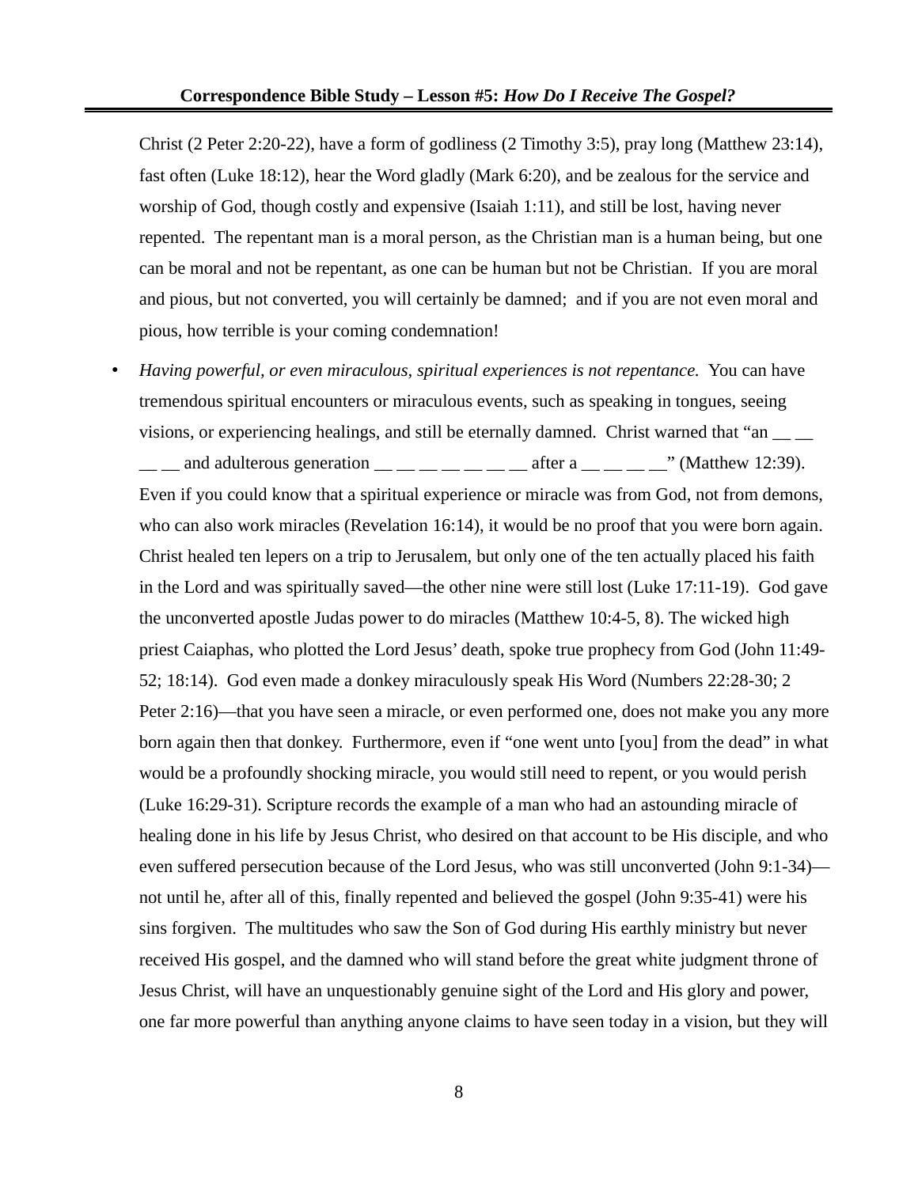Christ (2 Peter 2:20-22), have a form of godliness (2 Timothy 3:5), pray long (Matthew 23:14), fast often (Luke 18:12), hear the Word gladly (Mark 6:20), and be zealous for the service and worship of God, though costly and expensive (Isaiah 1:11), and still be lost, having never repented. The repentant man is a moral person, as the Christian man is a human being, but one can be moral and not be repentant, as one can be human but not be Christian. If you are moral and pious, but not converted, you will certainly be damned; and if you are not even moral and pious, how terrible is your coming condemnation!

- *Having powerful, or even miraculous, spiritual experiences is not repentance.* You can have tremendous spiritual encounters or miraculous events, such as speaking in tongues, seeing visions, or experiencing healings, and still be eternally damned. Christ warned that "an __ __ __ __ and adulterous generation __ __ __ __ __ __ __ after a __ __ __ __" (Matthew 12:39). Even if you could know that a spiritual experience or miracle was from God, not from demons, who can also work miracles (Revelation 16:14), it would be no proof that you were born again. Christ healed ten lepers on a trip to Jerusalem, but only one of the ten actually placed his faith in the Lord and was spiritually saved—the other nine were still lost (Luke 17:11-19). God gave the unconverted apostle Judas power to do miracles (Matthew 10:4-5, 8). The wicked high priest Caiaphas, who plotted the Lord Jesus' death, spoke true prophecy from God (John 11:49-52; 18:14). God even made a donkey miraculously speak His Word (Numbers 22:28-30; 2 Peter 2:16)—that you have seen a miracle, or even performed one, does not make you any more born again then that donkey. Furthermore, even if "one went unto [you] from the dead" in what would be a profoundly shocking miracle, you would still need to repent, or you would perish (Luke 16:29-31). Scripture records the example of a man who had an astounding miracle of healing done in his life by Jesus Christ, who desired on that account to be His disciple, and who even suffered persecution because of the Lord Jesus, who was still unconverted (John 9:1-34)—not until he, after all of this, finally repented and believed the gospel (John 9:35-41) were his sins forgiven. The multitudes who saw the Son of God during His earthly ministry but never received His gospel, and the damned who will stand before the great white judgment throne of Jesus Christ, will have an unquestionably genuine sight of the Lord and His glory and power, one far more powerful than anything anyone claims to have seen today in a vision, but they will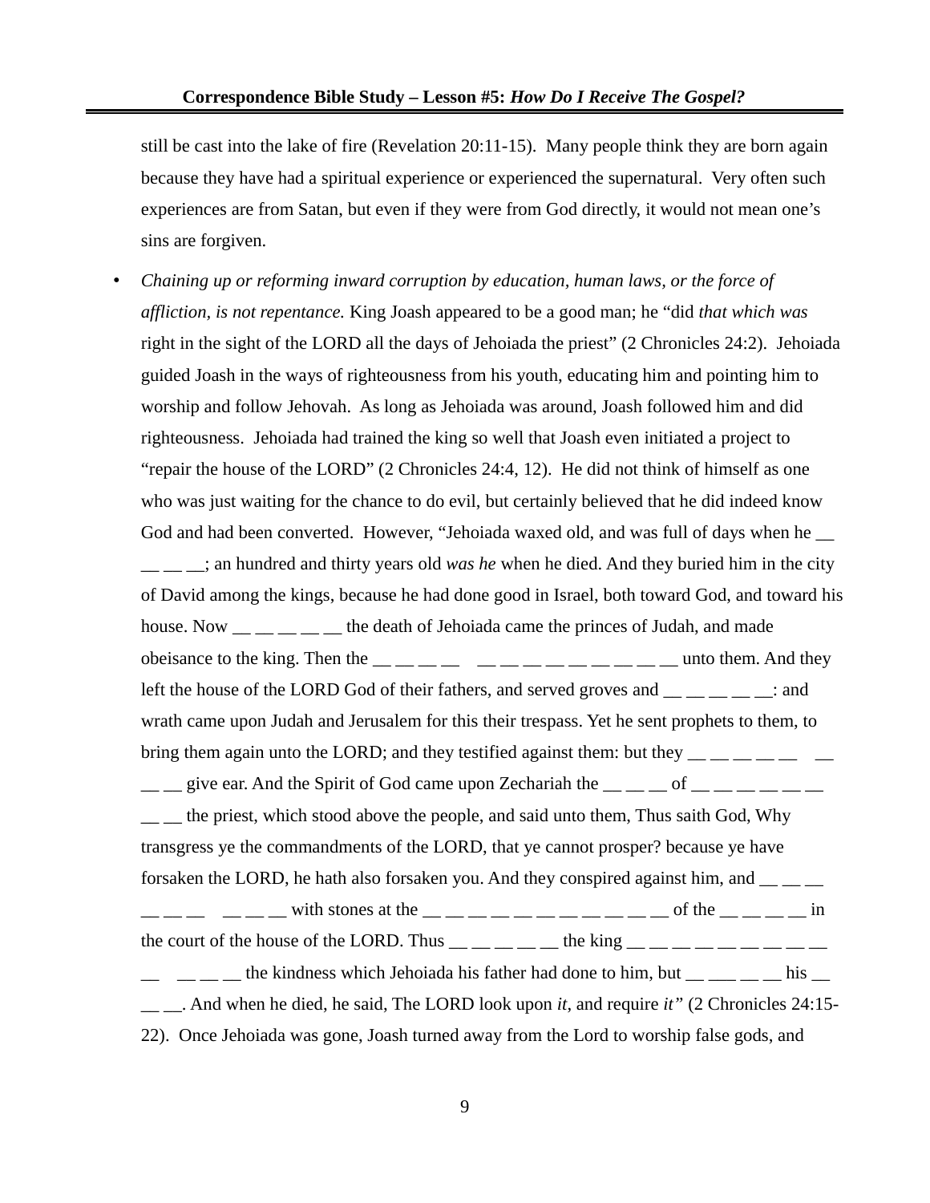still be cast into the lake of fire (Revelation 20:11-15). Many people think they are born again because they have had a spiritual experience or experienced the supernatural. Very often such experiences are from Satan, but even if they were from God directly, it would not mean one's sins are forgiven.

- *Chaining up or reforming inward corruption by education, human laws, or the force of affliction, is not repentance.* King Joash appeared to be a good man; he "did *that which was* right in the sight of the LORD all the days of Jehoiada the priest" (2 Chronicles 24:2). Jehoiada guided Joash in the ways of righteousness from his youth, educating him and pointing him to worship and follow Jehovah. As long as Jehoiada was around, Joash followed him and did righteousness. Jehoiada had trained the king so well that Joash even initiated a project to "repair the house of the LORD" (2 Chronicles 24:4, 12). He did not think of himself as one who was just waiting for the chance to do evil, but certainly believed that he did indeed know God and had been converted. However, "Jehoiada waxed old, and was full of days when he __ __ __ __; an hundred and thirty years old *was he* when he died. And they buried him in the city of David among the kings, because he had done good in Israel, both toward God, and toward his house. Now __ __ __ __ __ the death of Jehoiada came the princes of Judah, and made obeisance to the king. Then the __ __ __ __ __ __ __ __ __ __ __ __ __ unto them. And they left the house of the LORD God of their fathers, and served groves and __ __ __ __ __: and wrath came upon Judah and Jerusalem for this their trespass. Yet he sent prophets to them, to bring them again unto the LORD; and they testified against them: but they __ __ __ __ __ __ __ __ give ear. And the Spirit of God came upon Zechariah the __ __ __ of __ __ __ __ __ __ __ __ the priest, which stood above the people, and said unto them, Thus saith God, Why transgress ye the commandments of the LORD, that ye cannot prosper? because ye have forsaken the LORD, he hath also forsaken you. And they conspired against him, and __ __ __ __ __ __ __ __ __ with stones at the __ __ __ __ __ __ __ __ __ __ __ of the __ __ __ __ in the court of the house of the LORD. Thus __ __ __ __ __ the king __ __ __ __ __ __ __ __ __ __ __ __ __ the kindness which Jehoiada his father had done to him, but __ ___ __ __ his __ __ __. And when he died, he said, The LORD look upon *it*, and require *it"* (2 Chronicles 24:15-22). Once Jehoiada was gone, Joash turned away from the Lord to worship false gods, and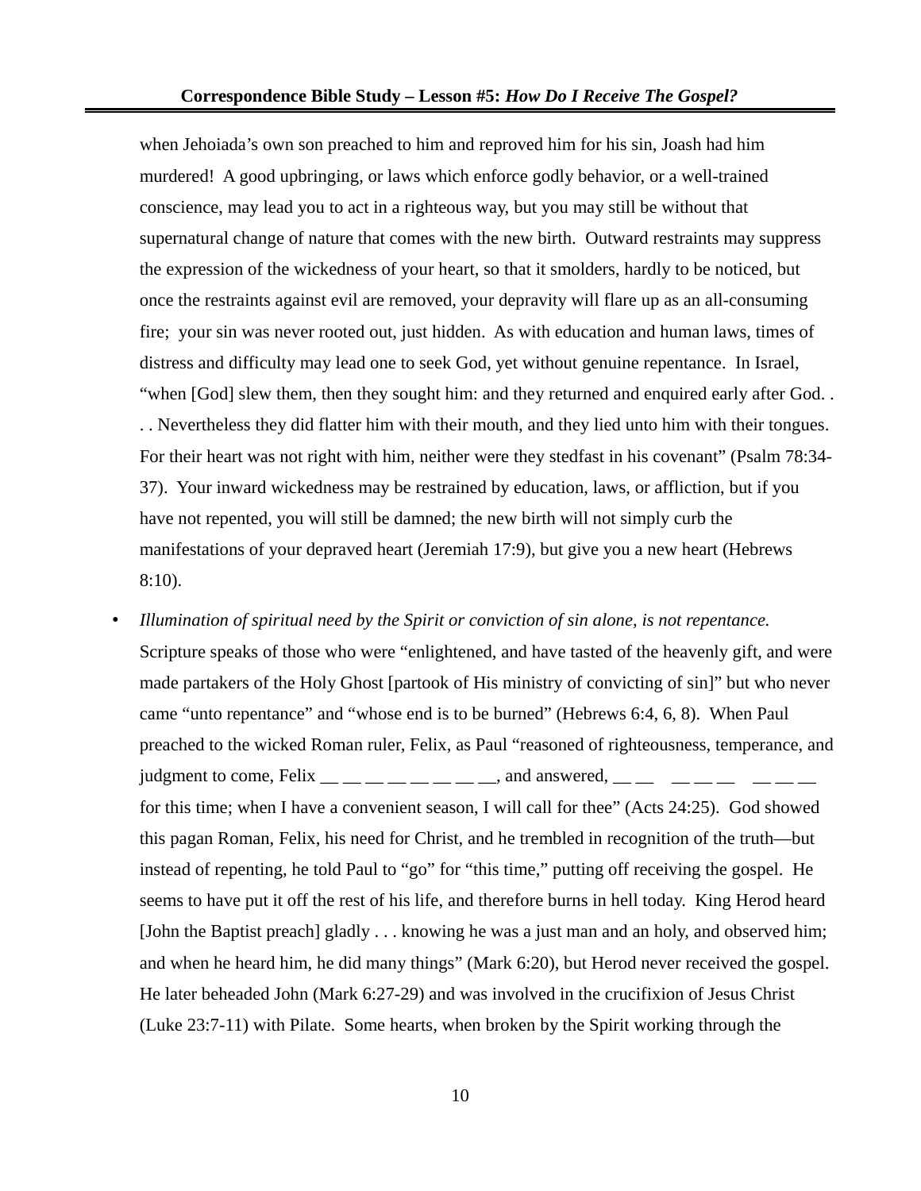when Jehoiada's own son preached to him and reproved him for his sin, Joash had him murdered! A good upbringing, or laws which enforce godly behavior, or a well-trained conscience, may lead you to act in a righteous way, but you may still be without that supernatural change of nature that comes with the new birth. Outward restraints may suppress the expression of the wickedness of your heart, so that it smolders, hardly to be noticed, but once the restraints against evil are removed, your depravity will flare up as an all-consuming fire; your sin was never rooted out, just hidden. As with education and human laws, times of distress and difficulty may lead one to seek God, yet without genuine repentance. In Israel, "when [God] slew them, then they sought him: and they returned and enquired early after God. . . . Nevertheless they did flatter him with their mouth, and they lied unto him with their tongues. For their heart was not right with him, neither were they stedfast in his covenant" (Psalm 78:34-37). Your inward wickedness may be restrained by education, laws, or affliction, but if you have not repented, you will still be damned; the new birth will not simply curb the manifestations of your depraved heart (Jeremiah 17:9), but give you a new heart (Hebrews 8:10).

- *Illumination of spiritual need by the Spirit or conviction of sin alone, is not repentance.* Scripture speaks of those who were "enlightened, and have tasted of the heavenly gift, and were made partakers of the Holy Ghost [partook of His ministry of convicting of sin]" but who never came "unto repentance" and "whose end is to be burned" (Hebrews 6:4, 6, 8). When Paul preached to the wicked Roman ruler, Felix, as Paul "reasoned of righteousness, temperance, and judgment to come, Felix __ __ __ __ __ __ __ __, and answered, __ __ &nbsp; __ __ __ &nbsp; __ __ __ for this time; when I have a convenient season, I will call for thee" (Acts 24:25). God showed this pagan Roman, Felix, his need for Christ, and he trembled in recognition of the truth—but instead of repenting, he told Paul to "go" for "this time," putting off receiving the gospel. He seems to have put it off the rest of his life, and therefore burns in hell today. King Herod heard [John the Baptist preach] gladly . . . knowing he was a just man and an holy, and observed him; and when he heard him, he did many things" (Mark 6:20), but Herod never received the gospel. He later beheaded John (Mark 6:27-29) and was involved in the crucifixion of Jesus Christ (Luke 23:7-11) with Pilate. Some hearts, when broken by the Spirit working through the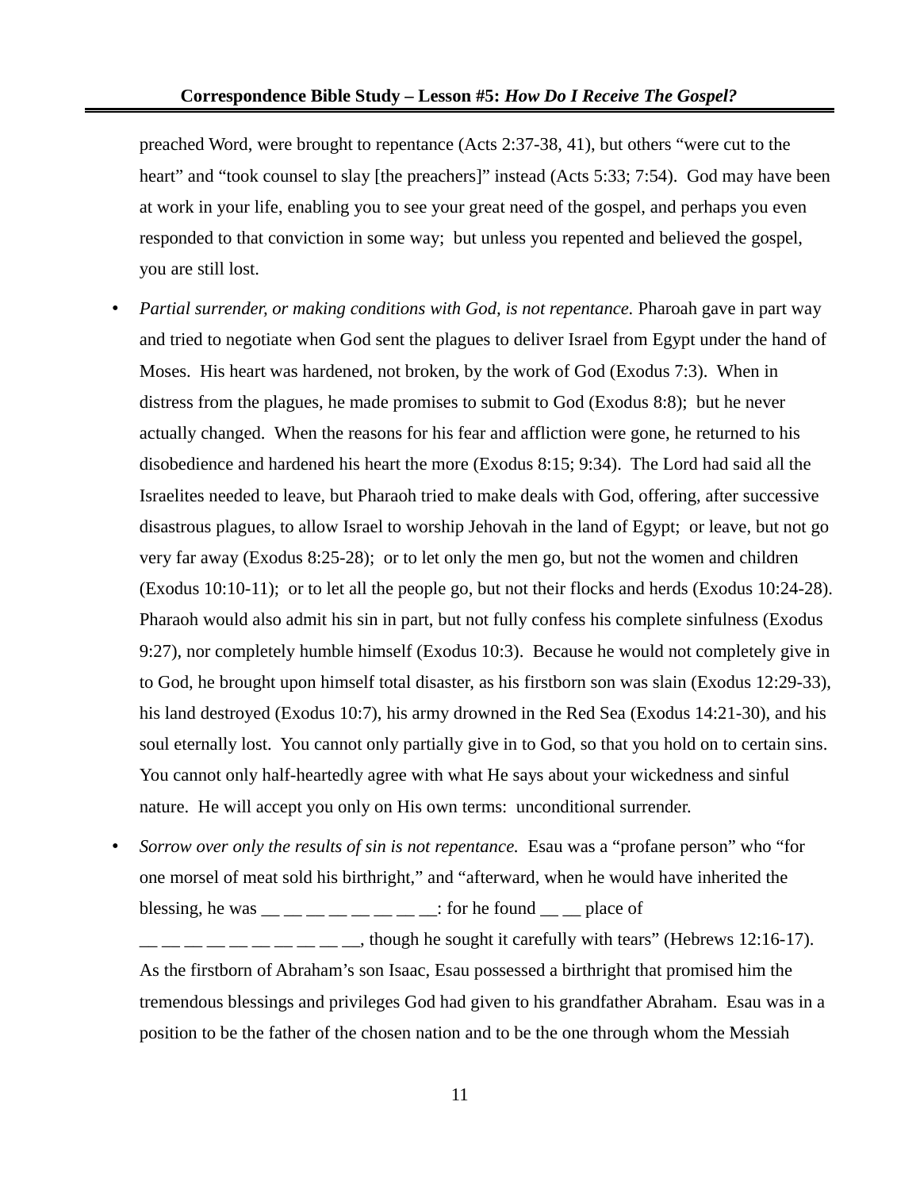preached Word, were brought to repentance (Acts 2:37-38, 41), but others "were cut to the heart" and "took counsel to slay [the preachers]" instead (Acts 5:33; 7:54). God may have been at work in your life, enabling you to see your great need of the gospel, and perhaps you even responded to that conviction in some way; but unless you repented and believed the gospel, you are still lost.

- *Partial surrender, or making conditions with God, is not repentance.* Pharoah gave in part way and tried to negotiate when God sent the plagues to deliver Israel from Egypt under the hand of Moses. His heart was hardened, not broken, by the work of God (Exodus 7:3). When in distress from the plagues, he made promises to submit to God (Exodus 8:8); but he never actually changed. When the reasons for his fear and affliction were gone, he returned to his disobedience and hardened his heart the more (Exodus 8:15; 9:34). The Lord had said all the Israelites needed to leave, but Pharaoh tried to make deals with God, offering, after successive disastrous plagues, to allow Israel to worship Jehovah in the land of Egypt; or leave, but not go very far away (Exodus 8:25-28); or to let only the men go, but not the women and children (Exodus 10:10-11); or to let all the people go, but not their flocks and herds (Exodus 10:24-28). Pharaoh would also admit his sin in part, but not fully confess his complete sinfulness (Exodus 9:27), nor completely humble himself (Exodus 10:3). Because he would not completely give in to God, he brought upon himself total disaster, as his firstborn son was slain (Exodus 12:29-33), his land destroyed (Exodus 10:7), his army drowned in the Red Sea (Exodus 14:21-30), and his soul eternally lost. You cannot only partially give in to God, so that you hold on to certain sins. You cannot only half-heartedly agree with what He says about your wickedness and sinful nature. He will accept you only on His own terms: unconditional surrender.

- *Sorrow over only the results of sin is not repentance.* Esau was a "profane person" who "for one morsel of meat sold his birthright," and "afterward, when he would have inherited the blessing, he was __ __ __ __ __ __ __ __: for he found __ __ place of __ __ __ __ __ __ __ __ __ __, though he sought it carefully with tears" (Hebrews 12:16-17). As the firstborn of Abraham's son Isaac, Esau possessed a birthright that promised him the tremendous blessings and privileges God had given to his grandfather Abraham. Esau was in a position to be the father of the chosen nation and to be the one through whom the Messiah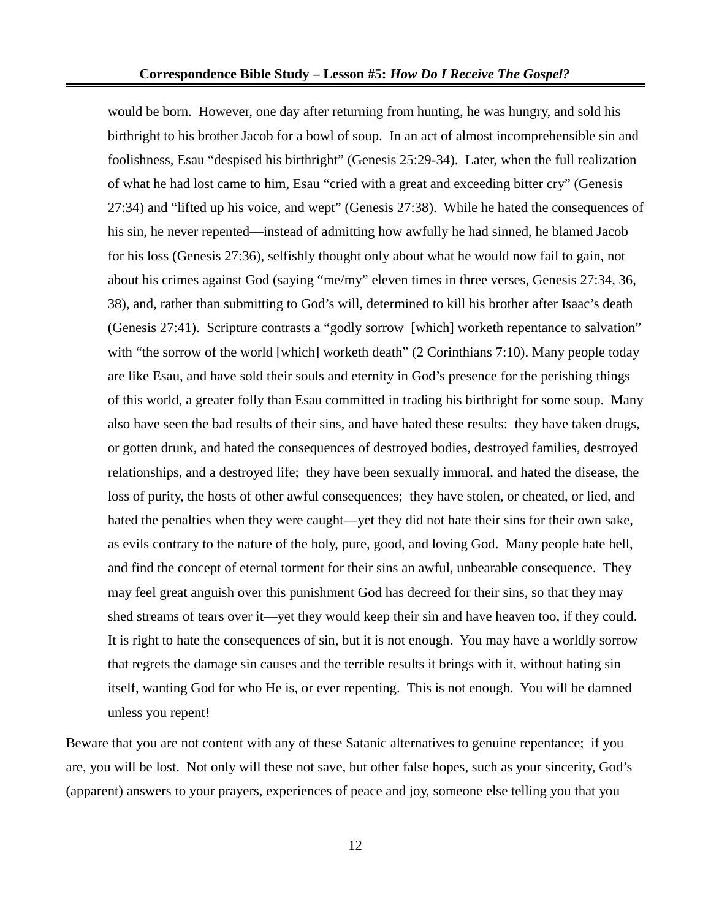would be born. However, one day after returning from hunting, he was hungry, and sold his birthright to his brother Jacob for a bowl of soup. In an act of almost incomprehensible sin and foolishness, Esau "despised his birthright" (Genesis 25:29-34). Later, when the full realization of what he had lost came to him, Esau "cried with a great and exceeding bitter cry" (Genesis 27:34) and "lifted up his voice, and wept" (Genesis 27:38). While he hated the consequences of his sin, he never repented—instead of admitting how awfully he had sinned, he blamed Jacob for his loss (Genesis 27:36), selfishly thought only about what he would now fail to gain, not about his crimes against God (saying "me/my" eleven times in three verses, Genesis 27:34, 36, 38), and, rather than submitting to God's will, determined to kill his brother after Isaac's death (Genesis 27:41). Scripture contrasts a "godly sorrow [which] worketh repentance to salvation" with "the sorrow of the world [which] worketh death" (2 Corinthians 7:10). Many people today are like Esau, and have sold their souls and eternity in God's presence for the perishing things of this world, a greater folly than Esau committed in trading his birthright for some soup. Many also have seen the bad results of their sins, and have hated these results: they have taken drugs, or gotten drunk, and hated the consequences of destroyed bodies, destroyed families, destroyed relationships, and a destroyed life; they have been sexually immoral, and hated the disease, the loss of purity, the hosts of other awful consequences; they have stolen, or cheated, or lied, and hated the penalties when they were caught—yet they did not hate their sins for their own sake, as evils contrary to the nature of the holy, pure, good, and loving God. Many people hate hell, and find the concept of eternal torment for their sins an awful, unbearable consequence. They may feel great anguish over this punishment God has decreed for their sins, so that they may shed streams of tears over it—yet they would keep their sin and have heaven too, if they could. It is right to hate the consequences of sin, but it is not enough. You may have a worldly sorrow that regrets the damage sin causes and the terrible results it brings with it, without hating sin itself, wanting God for who He is, or ever repenting. This is not enough. You will be damned unless you repent!

Beware that you are not content with any of these Satanic alternatives to genuine repentance; if you are, you will be lost. Not only will these not save, but other false hopes, such as your sincerity, God's (apparent) answers to your prayers, experiences of peace and joy, someone else telling you that you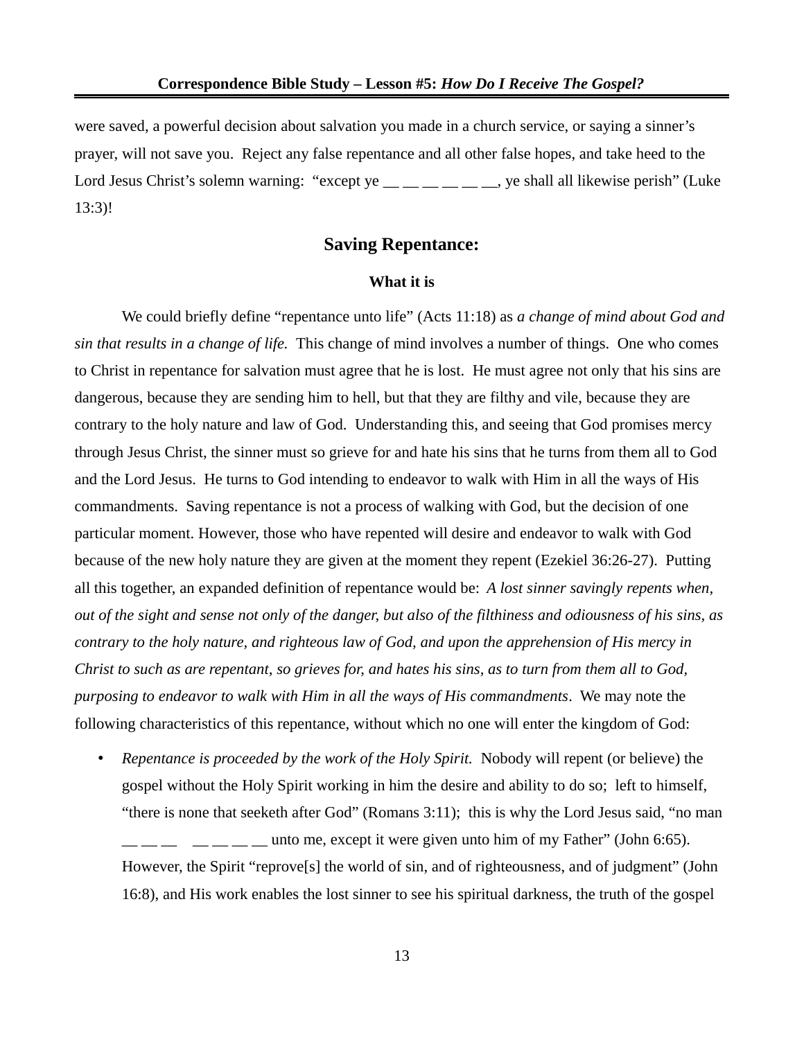were saved, a powerful decision about salvation you made in a church service, or saying a sinner's prayer, will not save you. Reject any false repentance and all other false hopes, and take heed to the Lord Jesus Christ's solemn warning: "except ye __ __ __ __ __ __, ye shall all likewise perish" (Luke 13:3)!

## Saving Repentance:

### What it is

We could briefly define "repentance unto life" (Acts 11:18) as *a change of mind about God and sin that results in a change of life.* This change of mind involves a number of things. One who comes to Christ in repentance for salvation must agree that he is lost. He must agree not only that his sins are dangerous, because they are sending him to hell, but that they are filthy and vile, because they are contrary to the holy nature and law of God. Understanding this, and seeing that God promises mercy through Jesus Christ, the sinner must so grieve for and hate his sins that he turns from them all to God and the Lord Jesus. He turns to God intending to endeavor to walk with Him in all the ways of His commandments. Saving repentance is not a process of walking with God, but the decision of one particular moment. However, those who have repented will desire and endeavor to walk with God because of the new holy nature they are given at the moment they repent (Ezekiel 36:26-27). Putting all this together, an expanded definition of repentance would be: *A lost sinner savingly repents when, out of the sight and sense not only of the danger, but also of the filthiness and odiousness of his sins, as contrary to the holy nature, and righteous law of God, and upon the apprehension of His mercy in Christ to such as are repentant, so grieves for, and hates his sins, as to turn from them all to God, purposing to endeavor to walk with Him in all the ways of His commandments*. We may note the following characteristics of this repentance, without which no one will enter the kingdom of God:

- *Repentance is proceeded by the work of the Holy Spirit.* Nobody will repent (or believe) the gospel without the Holy Spirit working in him the desire and ability to do so; left to himself, "there is none that seeketh after God" (Romans 3:11); this is why the Lord Jesus said, "no man __ __ __ __ __ __ __ __ unto me, except it were given unto him of my Father" (John 6:65). However, the Spirit "reprove[s] the world of sin, and of righteousness, and of judgment" (John 16:8), and His work enables the lost sinner to see his spiritual darkness, the truth of the gospel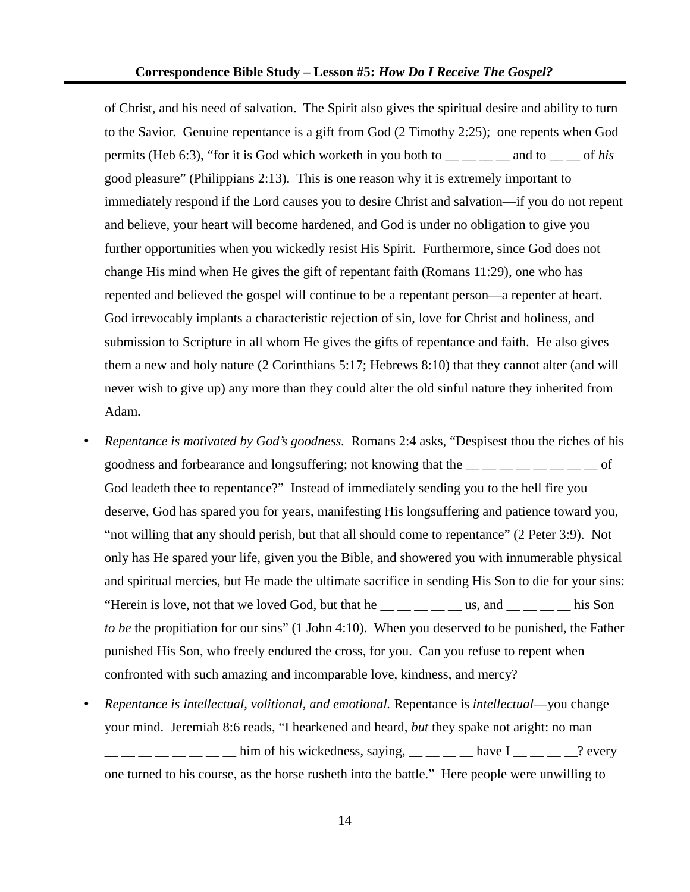of Christ, and his need of salvation. The Spirit also gives the spiritual desire and ability to turn to the Savior. Genuine repentance is a gift from God (2 Timothy 2:25); one repents when God permits (Heb 6:3), "for it is God which worketh in you both to __ __ __ __ and to __ __ of *his* good pleasure" (Philippians 2:13). This is one reason why it is extremely important to immediately respond if the Lord causes you to desire Christ and salvation—if you do not repent and believe, your heart will become hardened, and God is under no obligation to give you further opportunities when you wickedly resist His Spirit. Furthermore, since God does not change His mind when He gives the gift of repentant faith (Romans 11:29), one who has repented and believed the gospel will continue to be a repentant person—a repenter at heart. God irrevocably implants a characteristic rejection of sin, love for Christ and holiness, and submission to Scripture in all whom He gives the gifts of repentance and faith. He also gives them a new and holy nature (2 Corinthians 5:17; Hebrews 8:10) that they cannot alter (and will never wish to give up) any more than they could alter the old sinful nature they inherited from Adam.

- *Repentance is motivated by God's goodness.* Romans 2:4 asks, "Despisest thou the riches of his goodness and forbearance and longsuffering; not knowing that the __ __ __ __ __ __ __ __ of God leadeth thee to repentance?" Instead of immediately sending you to the hell fire you deserve, God has spared you for years, manifesting His longsuffering and patience toward you, "not willing that any should perish, but that all should come to repentance" (2 Peter 3:9). Not only has He spared your life, given you the Bible, and showered you with innumerable physical and spiritual mercies, but He made the ultimate sacrifice in sending His Son to die for your sins: "Herein is love, not that we loved God, but that he __ __ __ __ __ us, and __ __ __ __ his Son *to be* the propitiation for our sins" (1 John 4:10). When you deserved to be punished, the Father punished His Son, who freely endured the cross, for you. Can you refuse to repent when confronted with such amazing and incomparable love, kindness, and mercy?

- *Repentance is intellectual, volitional, and emotional.* Repentance is *intellectual*—you change your mind. Jeremiah 8:6 reads, "I hearkened and heard, *but* they spake not aright: no man __ __ __ __ __ __ __ __ him of his wickedness, saying, __ __ __ __ have I __ __ __ __? every one turned to his course, as the horse rusheth into the battle." Here people were unwilling to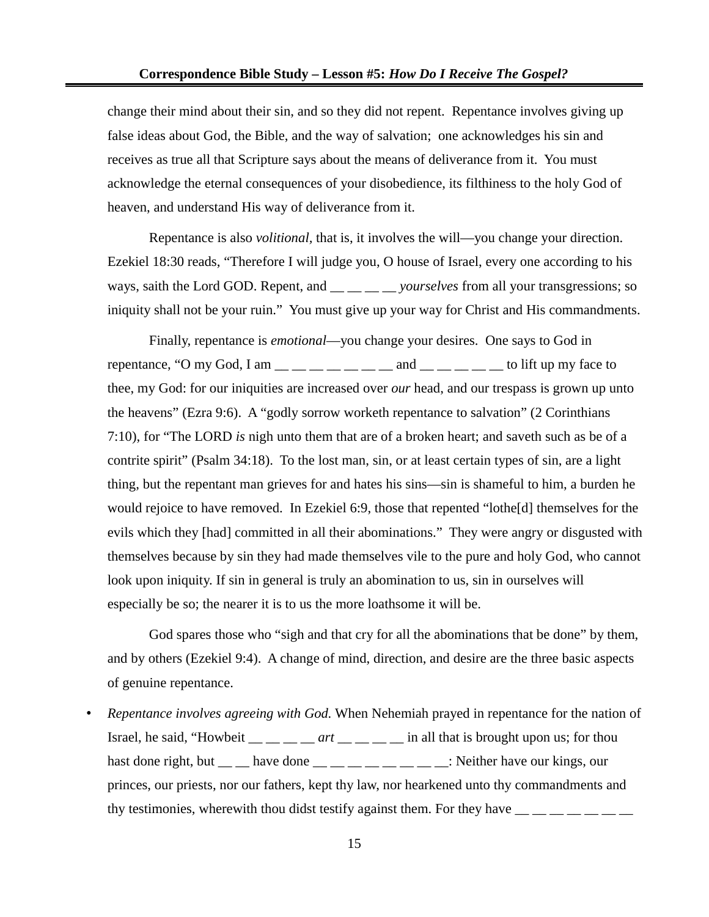change their mind about their sin, and so they did not repent. Repentance involves giving up false ideas about God, the Bible, and the way of salvation; one acknowledges his sin and receives as true all that Scripture says about the means of deliverance from it. You must acknowledge the eternal consequences of your disobedience, its filthiness to the holy God of heaven, and understand His way of deliverance from it.

Repentance is also *volitional*, that is, it involves the will—you change your direction. Ezekiel 18:30 reads, "Therefore I will judge you, O house of Israel, every one according to his ways, saith the Lord GOD. Repent, and __ __ __ __ *yourselves* from all your transgressions; so iniquity shall not be your ruin." You must give up your way for Christ and His commandments.

Finally, repentance is *emotional*—you change your desires. One says to God in repentance, "O my God, I am __ __ __ __ __ __ __ and __ __ __ __ __ to lift up my face to thee, my God: for our iniquities are increased over *our* head, and our trespass is grown up unto the heavens" (Ezra 9:6). A "godly sorrow worketh repentance to salvation" (2 Corinthians 7:10), for "The LORD *is* nigh unto them that are of a broken heart; and saveth such as be of a contrite spirit" (Psalm 34:18). To the lost man, sin, or at least certain types of sin, are a light thing, but the repentant man grieves for and hates his sins—sin is shameful to him, a burden he would rejoice to have removed. In Ezekiel 6:9, those that repented "lothe[d] themselves for the evils which they [had] committed in all their abominations." They were angry or disgusted with themselves because by sin they had made themselves vile to the pure and holy God, who cannot look upon iniquity. If sin in general is truly an abomination to us, sin in ourselves will especially be so; the nearer it is to us the more loathsome it will be.

God spares those who "sigh and that cry for all the abominations that be done" by them, and by others (Ezekiel 9:4). A change of mind, direction, and desire are the three basic aspects of genuine repentance.

- *Repentance involves agreeing with God.* When Nehemiah prayed in repentance for the nation of Israel, he said, "Howbeit __ __ __ __ *art* __ __ __ __ in all that is brought upon us; for thou hast done right, but __ __ have done __ __ __ __ __ __ __ __: Neither have our kings, our princes, our priests, nor our fathers, kept thy law, nor hearkened unto thy commandments and thy testimonies, wherewith thou didst testify against them. For they have __ __ __ __ __ __ __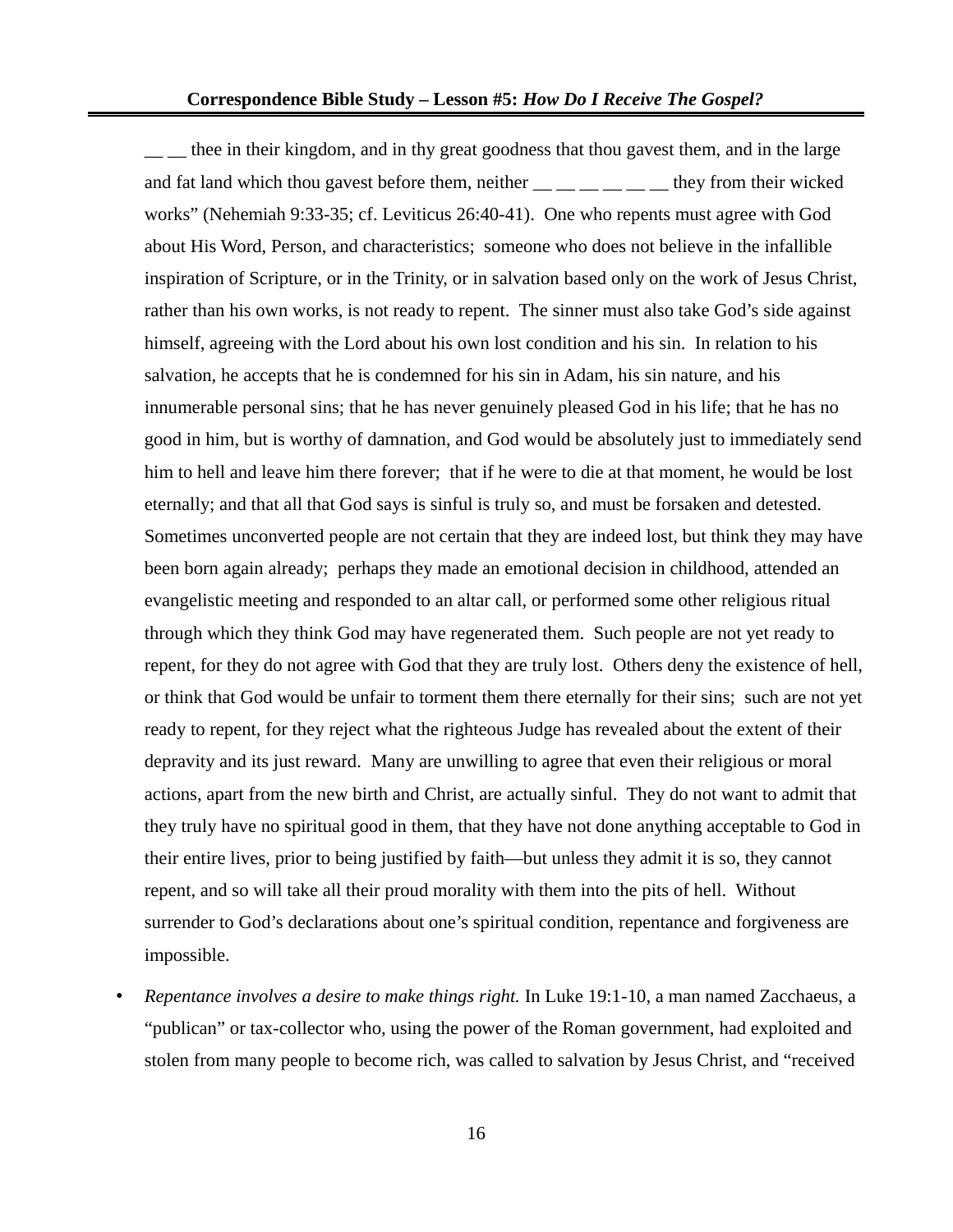__ __ thee in their kingdom, and in thy great goodness that thou gavest them, and in the large and fat land which thou gavest before them, neither __ __ __ __ __ __ they from their wicked works" (Nehemiah 9:33-35; cf. Leviticus 26:40-41). One who repents must agree with God about His Word, Person, and characteristics; someone who does not believe in the infallible inspiration of Scripture, or in the Trinity, or in salvation based only on the work of Jesus Christ, rather than his own works, is not ready to repent. The sinner must also take God's side against himself, agreeing with the Lord about his own lost condition and his sin. In relation to his salvation, he accepts that he is condemned for his sin in Adam, his sin nature, and his innumerable personal sins; that he has never genuinely pleased God in his life; that he has no good in him, but is worthy of damnation, and God would be absolutely just to immediately send him to hell and leave him there forever; that if he were to die at that moment, he would be lost eternally; and that all that God says is sinful is truly so, and must be forsaken and detested. Sometimes unconverted people are not certain that they are indeed lost, but think they may have been born again already; perhaps they made an emotional decision in childhood, attended an evangelistic meeting and responded to an altar call, or performed some other religious ritual through which they think God may have regenerated them. Such people are not yet ready to repent, for they do not agree with God that they are truly lost. Others deny the existence of hell, or think that God would be unfair to torment them there eternally for their sins; such are not yet ready to repent, for they reject what the righteous Judge has revealed about the extent of their depravity and its just reward. Many are unwilling to agree that even their religious or moral actions, apart from the new birth and Christ, are actually sinful. They do not want to admit that they truly have no spiritual good in them, that they have not done anything acceptable to God in their entire lives, prior to being justified by faith—but unless they admit it is so, they cannot repent, and so will take all their proud morality with them into the pits of hell. Without surrender to God's declarations about one's spiritual condition, repentance and forgiveness are impossible.

- *Repentance involves a desire to make things right.* In Luke 19:1-10, a man named Zacchaeus, a "publican" or tax-collector who, using the power of the Roman government, had exploited and stolen from many people to become rich, was called to salvation by Jesus Christ, and "received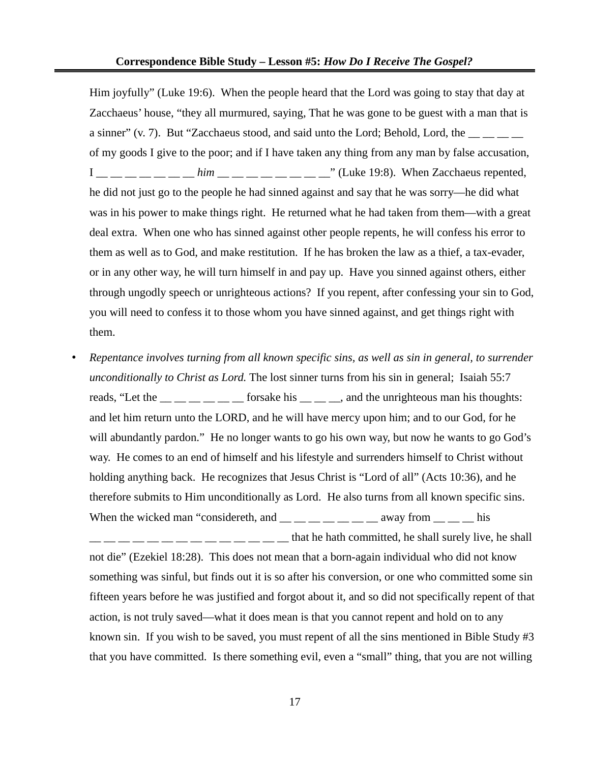Him joyfully" (Luke 19:6). When the people heard that the Lord was going to stay that day at Zacchaeus' house, "they all murmured, saying, That he was gone to be guest with a man that is a sinner" (v. 7). But "Zacchaeus stood, and said unto the Lord; Behold, Lord, the __ __ __ __ of my goods I give to the poor; and if I have taken any thing from any man by false accusation, I __ __ __ __ __ __ __ *him* __ __ __ __ __ __ __ __" (Luke 19:8). When Zacchaeus repented, he did not just go to the people he had sinned against and say that he was sorry—he did what was in his power to make things right. He returned what he had taken from them—with a great deal extra. When one who has sinned against other people repents, he will confess his error to them as well as to God, and make restitution. If he has broken the law as a thief, a tax-evader, or in any other way, he will turn himself in and pay up. Have you sinned against others, either through ungodly speech or unrighteous actions? If you repent, after confessing your sin to God, you will need to confess it to those whom you have sinned against, and get things right with them.

- *Repentance involves turning from all known specific sins, as well as sin in general, to surrender unconditionally to Christ as Lord.* The lost sinner turns from his sin in general; Isaiah 55:7 reads, "Let the __ __ __ __ __ __ forsake his __ __ __, and the unrighteous man his thoughts: and let him return unto the LORD, and he will have mercy upon him; and to our God, for he will abundantly pardon." He no longer wants to go his own way, but now he wants to go God's way. He comes to an end of himself and his lifestyle and surrenders himself to Christ without holding anything back. He recognizes that Jesus Christ is "Lord of all" (Acts 10:36), and he therefore submits to Him unconditionally as Lord. He also turns from all known specific sins. When the wicked man "considereth, and __ __ __ __ __ __ __ away from __ __ __ his __ __ __ __ __ __ __ __ __ __ __ __ __ __ that he hath committed, he shall surely live, he shall not die" (Ezekiel 18:28). This does not mean that a born-again individual who did not know something was sinful, but finds out it is so after his conversion, or one who committed some sin fifteen years before he was justified and forgot about it, and so did not specifically repent of that action, is not truly saved—what it does mean is that you cannot repent and hold on to any known sin. If you wish to be saved, you must repent of all the sins mentioned in Bible Study #3 that you have committed. Is there something evil, even a "small" thing, that you are not willing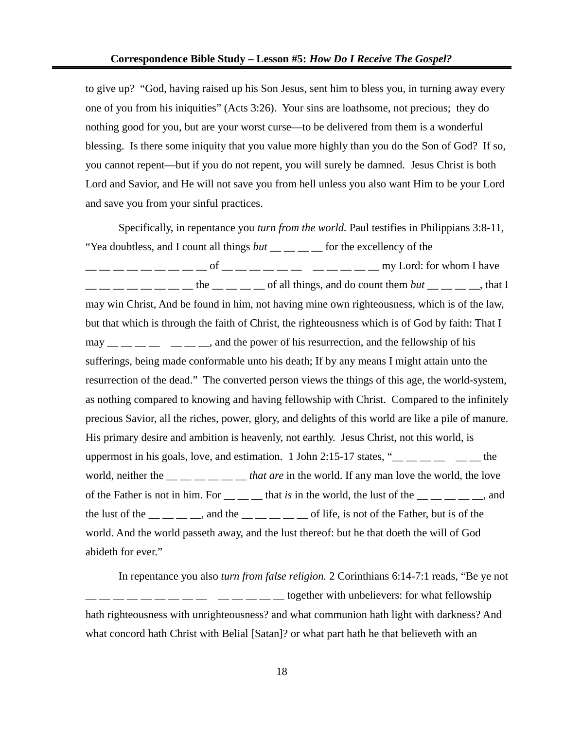to give up? "God, having raised up his Son Jesus, sent him to bless you, in turning away every one of you from his iniquities" (Acts 3:26). Your sins are loathsome, not precious; they do nothing good for you, but are your worst curse—to be delivered from them is a wonderful blessing. Is there some iniquity that you value more highly than you do the Son of God? If so, you cannot repent—but if you do not repent, you will surely be damned. Jesus Christ is both Lord and Savior, and He will not save you from hell unless you also want Him to be your Lord and save you from your sinful practices.

Specifically, in repentance you *turn from the world.* Paul testifies in Philippians 3:8-11, "Yea doubtless, and I count all things *but* __ __ __ __ for the excellency of the __ __ __ __ __ __ __ __ __ of __ __ __ __ __ __ &nbsp; __ __ __ __ __ my Lord: for whom I have __ __ __ __ __ __ __ __ the __ __ __ __ of all things, and do count them *but* __ __ __ __, that I may win Christ, And be found in him, not having mine own righteousness, which is of the law, but that which is through the faith of Christ, the righteousness which is of God by faith: That I may __ __ __ __ &nbsp; __ __ __, and the power of his resurrection, and the fellowship of his sufferings, being made conformable unto his death; If by any means I might attain unto the resurrection of the dead." The converted person views the things of this age, the world-system, as nothing compared to knowing and having fellowship with Christ. Compared to the infinitely precious Savior, all the riches, power, glory, and delights of this world are like a pile of manure. His primary desire and ambition is heavenly, not earthly. Jesus Christ, not this world, is uppermost in his goals, love, and estimation. 1 John 2:15-17 states, "__ __ __ __ &nbsp; __ __ the world, neither the __ __ __ __ __ __ *that are* in the world. If any man love the world, the love of the Father is not in him. For __ __ __ that *is* in the world, the lust of the __ __ __ __ __, and the lust of the __ __ __ __, and the __ __ __ __ __ of life, is not of the Father, but is of the world. And the world passeth away, and the lust thereof: but he that doeth the will of God abideth for ever."

In repentance you also *turn from false religion.* 2 Corinthians 6:14-7:1 reads, "Be ye not __ __ __ __ __ __ __ __ __ &nbsp; __ __ __ __ __ together with unbelievers: for what fellowship hath righteousness with unrighteousness? and what communion hath light with darkness? And what concord hath Christ with Belial [Satan]? or what part hath he that believeth with an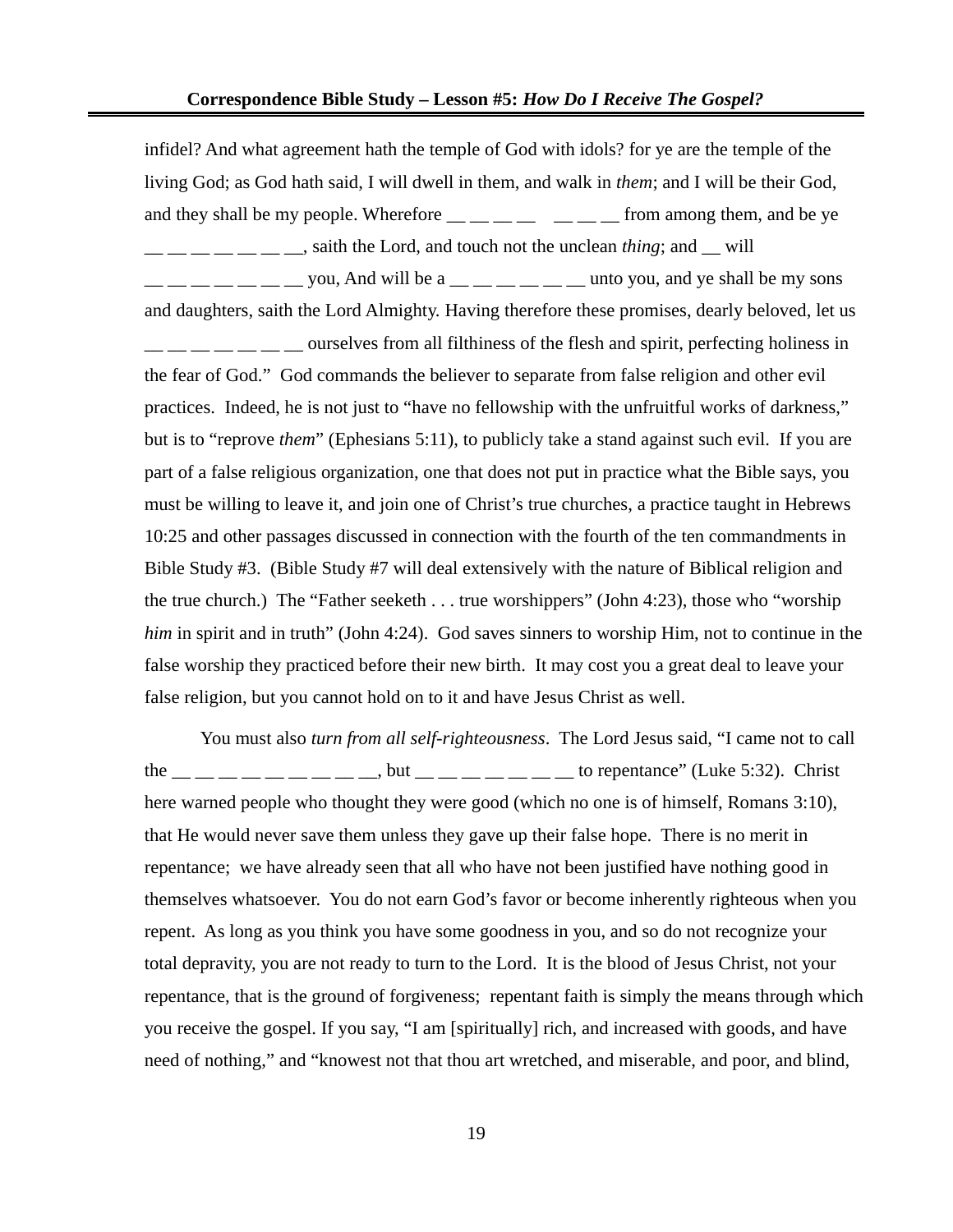infidel? And what agreement hath the temple of God with idols? for ye are the temple of the living God; as God hath said, I will dwell in them, and walk in *them*; and I will be their God, and they shall be my people. Wherefore __ __ __ __  __ __ __ from among them, and be ye __ __ __ __ __ __ __ __, saith the Lord, and touch not the unclean *thing*; and __ will __ __ __ __ __ __ __ __ you, And will be a __ __ __ __ __ __ unto you, and ye shall be my sons and daughters, saith the Lord Almighty. Having therefore these promises, dearly beloved, let us __ __ __ __ __ __ __ ourselves from all filthiness of the flesh and spirit, perfecting holiness in the fear of God."  God commands the believer to separate from false religion and other evil practices.  Indeed, he is not just to "have no fellowship with the unfruitful works of darkness," but is to "reprove *them*" (Ephesians 5:11), to publicly take a stand against such evil.  If you are part of a false religious organization, one that does not put in practice what the Bible says, you must be willing to leave it, and join one of Christ's true churches, a practice taught in Hebrews 10:25 and other passages discussed in connection with the fourth of the ten commandments in Bible Study #3.  (Bible Study #7 will deal extensively with the nature of Biblical religion and the true church.)  The "Father seeketh . . . true worshippers" (John 4:23), those who "worship *him* in spirit and in truth" (John 4:24).  God saves sinners to worship Him, not to continue in the false worship they practiced before their new birth.  It may cost you a great deal to leave your false religion, but you cannot hold on to it and have Jesus Christ as well.

You must also *turn from all self-righteousness*.  The Lord Jesus said, "I came not to call the __ __ __ __ __ __ __ __ __, but __ __ __ __ __ __ __ to repentance" (Luke 5:32).  Christ here warned people who thought they were good (which no one is of himself, Romans 3:10), that He would never save them unless they gave up their false hope.  There is no merit in repentance;  we have already seen that all who have not been justified have nothing good in themselves whatsoever.  You do not earn God's favor or become inherently righteous when you repent.  As long as you think you have some goodness in you, and so do not recognize your total depravity, you are not ready to turn to the Lord.  It is the blood of Jesus Christ, not your repentance, that is the ground of forgiveness;  repentant faith is simply the means through which you receive the gospel. If you say, "I am [spiritually] rich, and increased with goods, and have need of nothing," and "knowest not that thou art wretched, and miserable, and poor, and blind,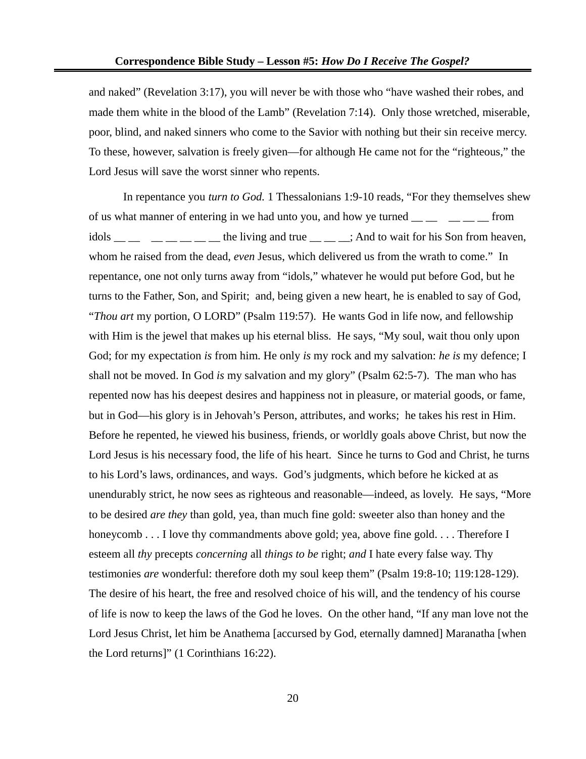and naked" (Revelation 3:17), you will never be with those who "have washed their robes, and made them white in the blood of the Lamb" (Revelation 7:14). Only those wretched, miserable, poor, blind, and naked sinners who come to the Savior with nothing but their sin receive mercy. To these, however, salvation is freely given—for although He came not for the "righteous," the Lord Jesus will save the worst sinner who repents.

In repentance you *turn to God.* 1 Thessalonians 1:9-10 reads, "For they themselves shew of us what manner of entering in we had unto you, and how ye turned __ __ __ __ __ from idols __ __ __ __ __ __ __ the living and true __ __ __; And to wait for his Son from heaven, whom he raised from the dead, *even* Jesus, which delivered us from the wrath to come." In repentance, one not only turns away from "idols," whatever he would put before God, but he turns to the Father, Son, and Spirit; and, being given a new heart, he is enabled to say of God, "*Thou art* my portion, O LORD" (Psalm 119:57). He wants God in life now, and fellowship with Him is the jewel that makes up his eternal bliss. He says, "My soul, wait thou only upon God; for my expectation *is* from him. He only *is* my rock and my salvation: *he is* my defence; I shall not be moved. In God *is* my salvation and my glory" (Psalm 62:5-7). The man who has repented now has his deepest desires and happiness not in pleasure, or material goods, or fame, but in God—his glory is in Jehovah's Person, attributes, and works; he takes his rest in Him. Before he repented, he viewed his business, friends, or worldly goals above Christ, but now the Lord Jesus is his necessary food, the life of his heart. Since he turns to God and Christ, he turns to his Lord's laws, ordinances, and ways. God's judgments, which before he kicked at as unendurably strict, he now sees as righteous and reasonable—indeed, as lovely. He says, "More to be desired *are they* than gold, yea, than much fine gold: sweeter also than honey and the honeycomb . . . I love thy commandments above gold; yea, above fine gold. . . . Therefore I esteem all *thy* precepts *concerning* all *things to be* right; *and* I hate every false way. Thy testimonies *are* wonderful: therefore doth my soul keep them" (Psalm 19:8-10; 119:128-129). The desire of his heart, the free and resolved choice of his will, and the tendency of his course of life is now to keep the laws of the God he loves. On the other hand, "If any man love not the Lord Jesus Christ, let him be Anathema [accursed by God, eternally damned] Maranatha [when the Lord returns]" (1 Corinthians 16:22).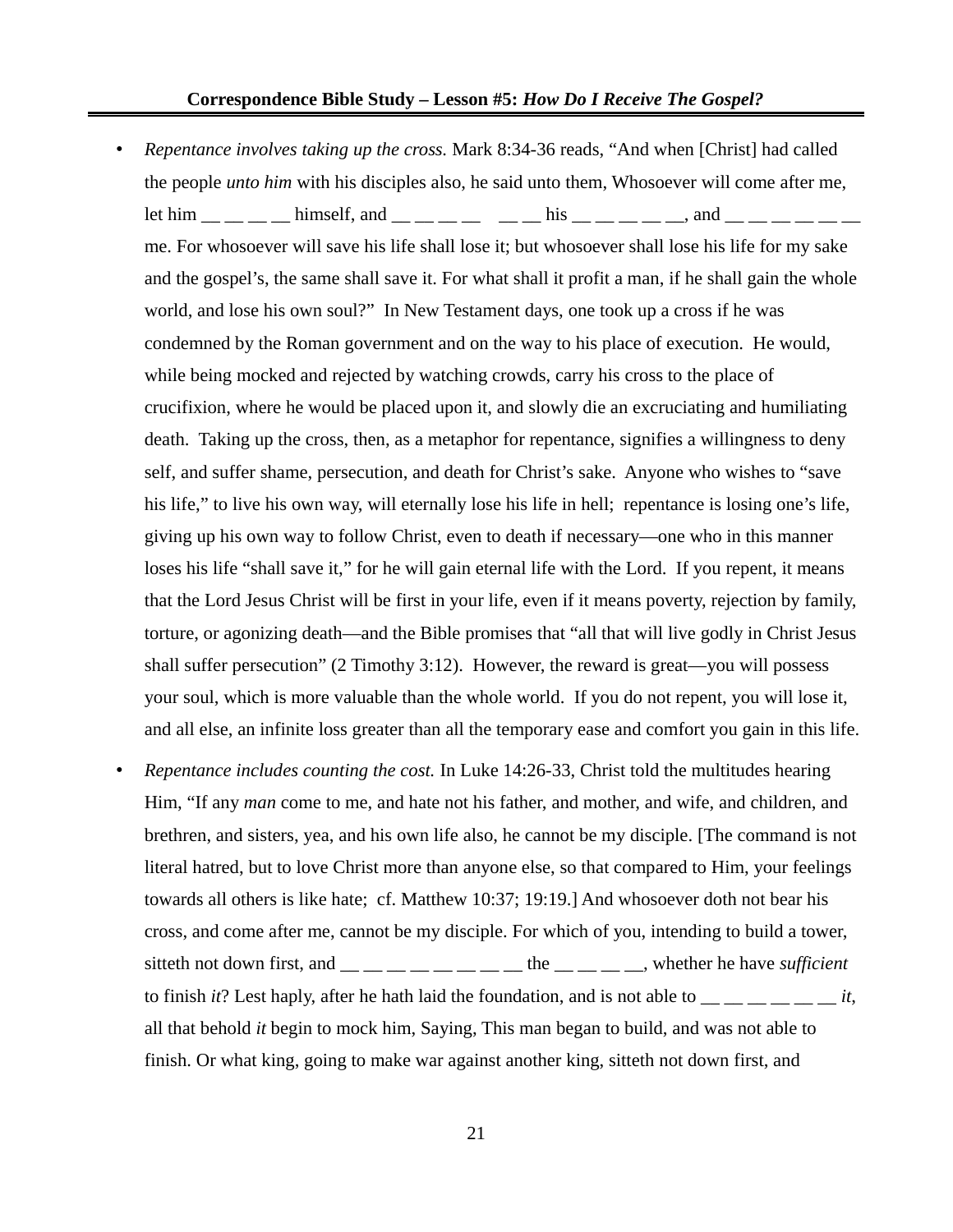- *Repentance involves taking up the cross.* Mark 8:34-36 reads, "And when [Christ] had called the people *unto him* with his disciples also, he said unto them, Whosoever will come after me, let him __ __ __ __ himself, and __ __ __ __ __ __ his __ __ __ __ __, and __ __ __ __ __ __ me. For whosoever will save his life shall lose it; but whosoever shall lose his life for my sake and the gospel's, the same shall save it. For what shall it profit a man, if he shall gain the whole world, and lose his own soul?" In New Testament days, one took up a cross if he was condemned by the Roman government and on the way to his place of execution. He would, while being mocked and rejected by watching crowds, carry his cross to the place of crucifixion, where he would be placed upon it, and slowly die an excruciating and humiliating death. Taking up the cross, then, as a metaphor for repentance, signifies a willingness to deny self, and suffer shame, persecution, and death for Christ's sake. Anyone who wishes to "save his life," to live his own way, will eternally lose his life in hell; repentance is losing one's life, giving up his own way to follow Christ, even to death if necessary—one who in this manner loses his life "shall save it," for he will gain eternal life with the Lord. If you repent, it means that the Lord Jesus Christ will be first in your life, even if it means poverty, rejection by family, torture, or agonizing death—and the Bible promises that "all that will live godly in Christ Jesus shall suffer persecution" (2 Timothy 3:12). However, the reward is great—you will possess your soul, which is more valuable than the whole world. If you do not repent, you will lose it, and all else, an infinite loss greater than all the temporary ease and comfort you gain in this life.

- *Repentance includes counting the cost.* In Luke 14:26-33, Christ told the multitudes hearing Him, "If any *man* come to me, and hate not his father, and mother, and wife, and children, and brethren, and sisters, yea, and his own life also, he cannot be my disciple. [The command is not literal hatred, but to love Christ more than anyone else, so that compared to Him, your feelings towards all others is like hate; cf. Matthew 10:37; 19:19.] And whosoever doth not bear his cross, and come after me, cannot be my disciple. For which of you, intending to build a tower, sitteth not down first, and __ __ __ __ __ __ __ __ the __ __ __ __, whether he have *sufficient* to finish *it*? Lest haply, after he hath laid the foundation, and is not able to __ __ __ __ __ __ *it*, all that behold *it* begin to mock him, Saying, This man began to build, and was not able to finish. Or what king, going to make war against another king, sitteth not down first, and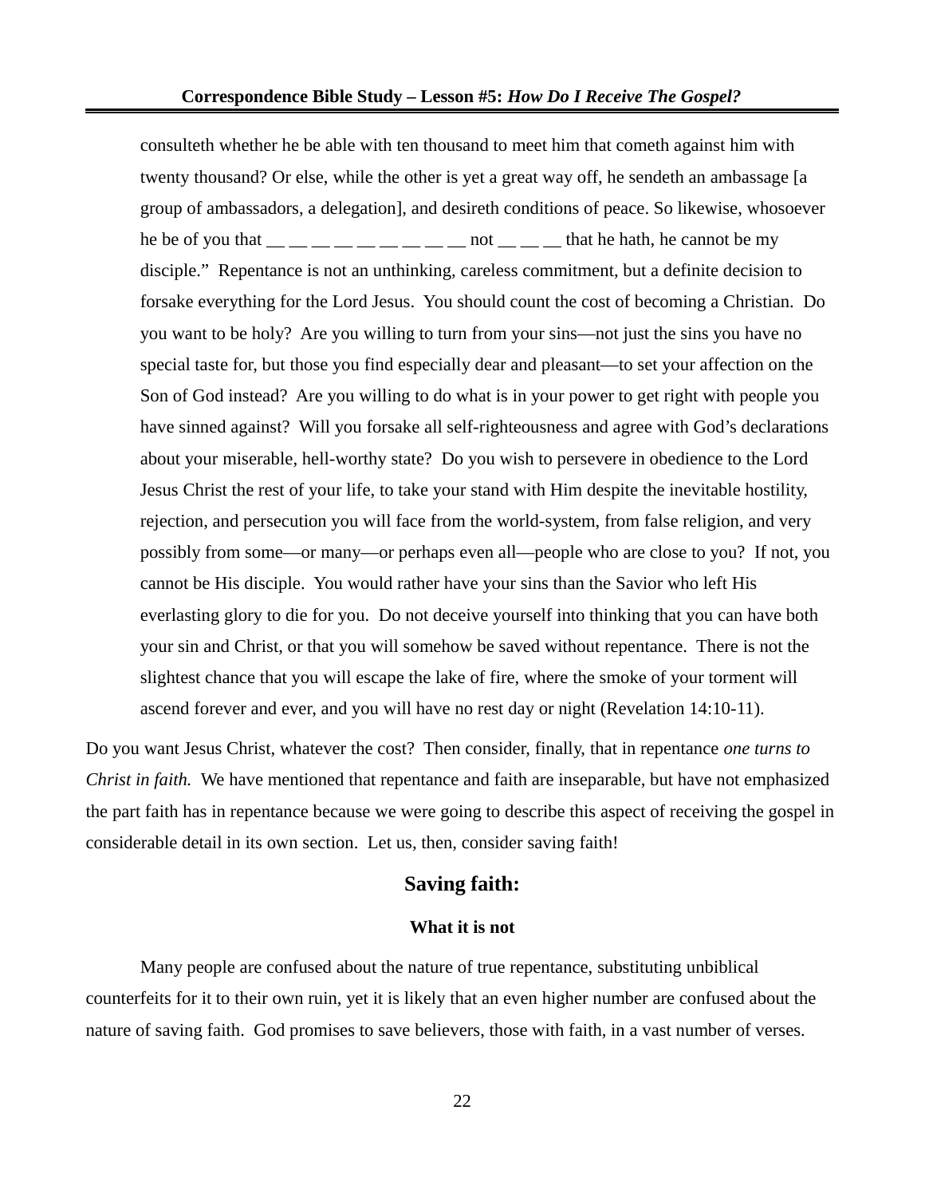consulteth whether he be able with ten thousand to meet him that cometh against him with twenty thousand? Or else, while the other is yet a great way off, he sendeth an ambassage [a group of ambassadors, a delegation], and desireth conditions of peace. So likewise, whosoever he be of you that __ __ __ __ __ __ __ __ __ not __ __ __ that he hath, he cannot be my disciple." Repentance is not an unthinking, careless commitment, but a definite decision to forsake everything for the Lord Jesus. You should count the cost of becoming a Christian. Do you want to be holy? Are you willing to turn from your sins—not just the sins you have no special taste for, but those you find especially dear and pleasant—to set your affection on the Son of God instead? Are you willing to do what is in your power to get right with people you have sinned against? Will you forsake all self-righteousness and agree with God's declarations about your miserable, hell-worthy state? Do you wish to persevere in obedience to the Lord Jesus Christ the rest of your life, to take your stand with Him despite the inevitable hostility, rejection, and persecution you will face from the world-system, from false religion, and very possibly from some—or many—or perhaps even all—people who are close to you? If not, you cannot be His disciple. You would rather have your sins than the Savior who left His everlasting glory to die for you. Do not deceive yourself into thinking that you can have both your sin and Christ, or that you will somehow be saved without repentance. There is not the slightest chance that you will escape the lake of fire, where the smoke of your torment will ascend forever and ever, and you will have no rest day or night (Revelation 14:10-11).

Do you want Jesus Christ, whatever the cost? Then consider, finally, that in repentance *one turns to Christ in faith.* We have mentioned that repentance and faith are inseparable, but have not emphasized the part faith has in repentance because we were going to describe this aspect of receiving the gospel in considerable detail in its own section. Let us, then, consider saving faith!

## Saving faith:

### What it is not

Many people are confused about the nature of true repentance, substituting unbiblical counterfeits for it to their own ruin, yet it is likely that an even higher number are confused about the nature of saving faith. God promises to save believers, those with faith, in a vast number of verses.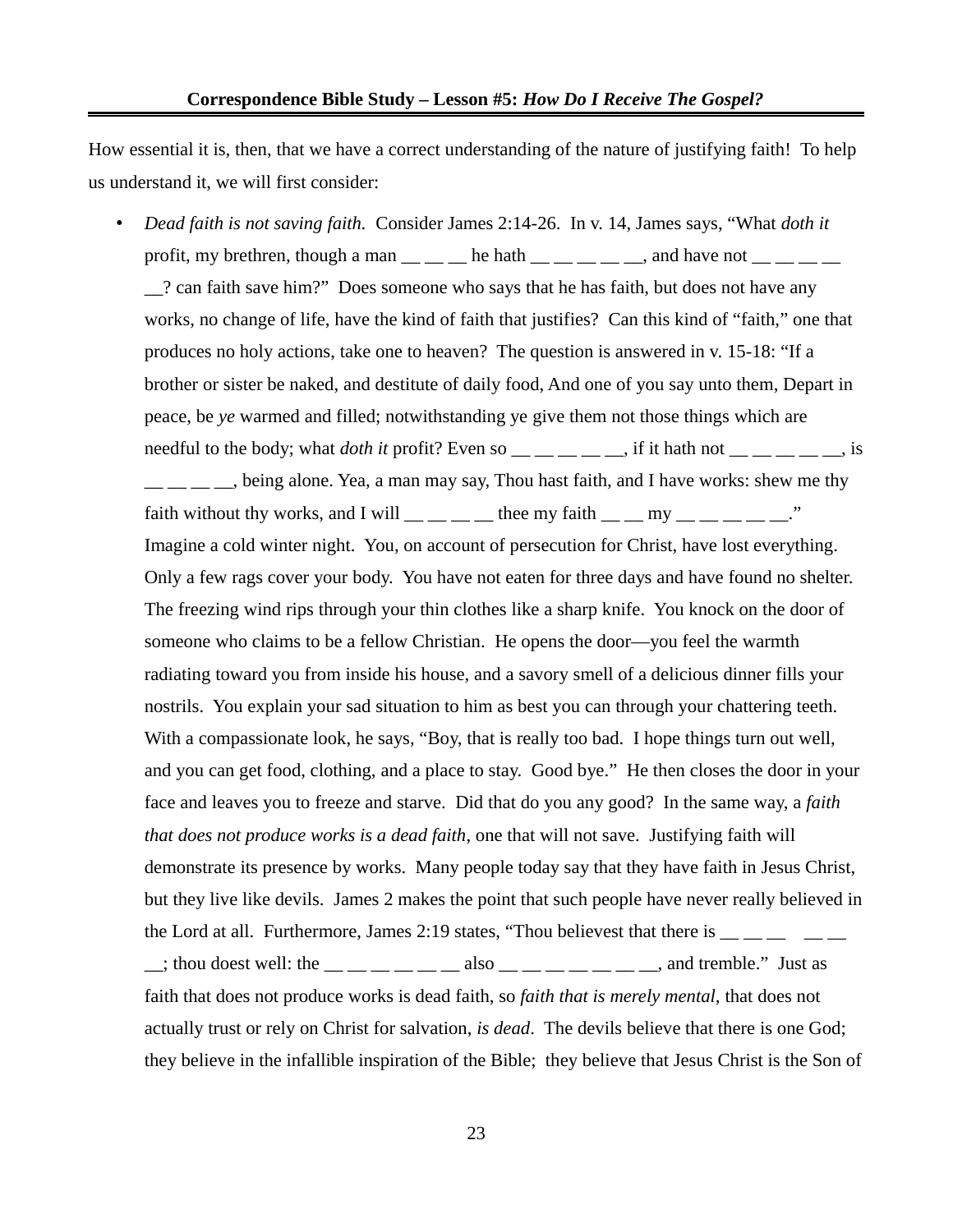How essential it is, then, that we have a correct understanding of the nature of justifying faith! To help us understand it, we will first consider:

- *Dead faith is not saving faith.* Consider James 2:14-26. In v. 14, James says, "What *doth it* profit, my brethren, though a man __ __ __ he hath __ __ __ __ __, and have not __ __ __ __ __? can faith save him?" Does someone who says that he has faith, but does not have any works, no change of life, have the kind of faith that justifies? Can this kind of "faith," one that produces no holy actions, take one to heaven? The question is answered in v. 15-18: "If a brother or sister be naked, and destitute of daily food, And one of you say unto them, Depart in peace, be *ye* warmed and filled; notwithstanding ye give them not those things which are needful to the body; what *doth it* profit? Even so __ __ __ __ __, if it hath not __ __ __ __ __, is __ __ __ __, being alone. Yea, a man may say, Thou hast faith, and I have works: shew me thy faith without thy works, and I will __ __ __ __ thee my faith __ __ my __ __ __ __ __." Imagine a cold winter night. You, on account of persecution for Christ, have lost everything. Only a few rags cover your body. You have not eaten for three days and have found no shelter. The freezing wind rips through your thin clothes like a sharp knife. You knock on the door of someone who claims to be a fellow Christian. He opens the door—you feel the warmth radiating toward you from inside his house, and a savory smell of a delicious dinner fills your nostrils. You explain your sad situation to him as best you can through your chattering teeth. With a compassionate look, he says, "Boy, that is really too bad. I hope things turn out well, and you can get food, clothing, and a place to stay. Good bye." He then closes the door in your face and leaves you to freeze and starve. Did that do you any good? In the same way, a *faith that does not produce works is a dead faith*, one that will not save. Justifying faith will demonstrate its presence by works. Many people today say that they have faith in Jesus Christ, but they live like devils. James 2 makes the point that such people have never really believed in the Lord at all. Furthermore, James 2:19 states, "Thou believest that there is __ __ __ __ __ __; thou doest well: the __ __ __ __ __ __ also __ __ __ __ __ __ __, and tremble." Just as faith that does not produce works is dead faith, so *faith that is merely mental*, that does not actually trust or rely on Christ for salvation, *is dead*. The devils believe that there is one God; they believe in the infallible inspiration of the Bible; they believe that Jesus Christ is the Son of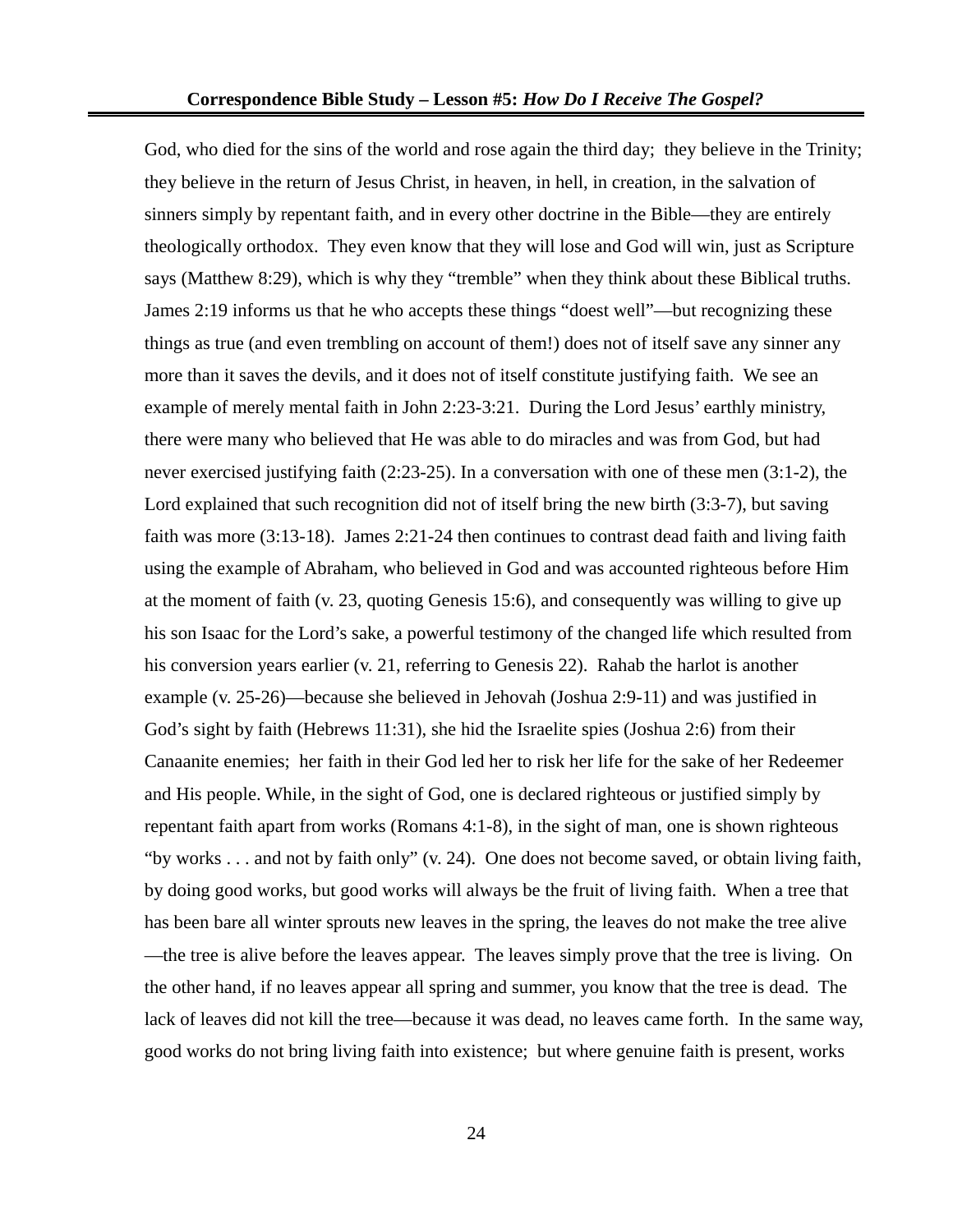God, who died for the sins of the world and rose again the third day; they believe in the Trinity; they believe in the return of Jesus Christ, in heaven, in hell, in creation, in the salvation of sinners simply by repentant faith, and in every other doctrine in the Bible—they are entirely theologically orthodox. They even know that they will lose and God will win, just as Scripture says (Matthew 8:29), which is why they "tremble" when they think about these Biblical truths. James 2:19 informs us that he who accepts these things "doest well"—but recognizing these things as true (and even trembling on account of them!) does not of itself save any sinner any more than it saves the devils, and it does not of itself constitute justifying faith. We see an example of merely mental faith in John 2:23-3:21. During the Lord Jesus' earthly ministry, there were many who believed that He was able to do miracles and was from God, but had never exercised justifying faith (2:23-25). In a conversation with one of these men (3:1-2), the Lord explained that such recognition did not of itself bring the new birth (3:3-7), but saving faith was more (3:13-18). James 2:21-24 then continues to contrast dead faith and living faith using the example of Abraham, who believed in God and was accounted righteous before Him at the moment of faith (v. 23, quoting Genesis 15:6), and consequently was willing to give up his son Isaac for the Lord's sake, a powerful testimony of the changed life which resulted from his conversion years earlier (v. 21, referring to Genesis 22). Rahab the harlot is another example (v. 25-26)—because she believed in Jehovah (Joshua 2:9-11) and was justified in God's sight by faith (Hebrews 11:31), she hid the Israelite spies (Joshua 2:6) from their Canaanite enemies; her faith in their God led her to risk her life for the sake of her Redeemer and His people. While, in the sight of God, one is declared righteous or justified simply by repentant faith apart from works (Romans 4:1-8), in the sight of man, one is shown righteous "by works . . . and not by faith only" (v. 24). One does not become saved, or obtain living faith, by doing good works, but good works will always be the fruit of living faith. When a tree that has been bare all winter sprouts new leaves in the spring, the leaves do not make the tree alive—the tree is alive before the leaves appear. The leaves simply prove that the tree is living. On the other hand, if no leaves appear all spring and summer, you know that the tree is dead. The lack of leaves did not kill the tree—because it was dead, no leaves came forth. In the same way, good works do not bring living faith into existence; but where genuine faith is present, works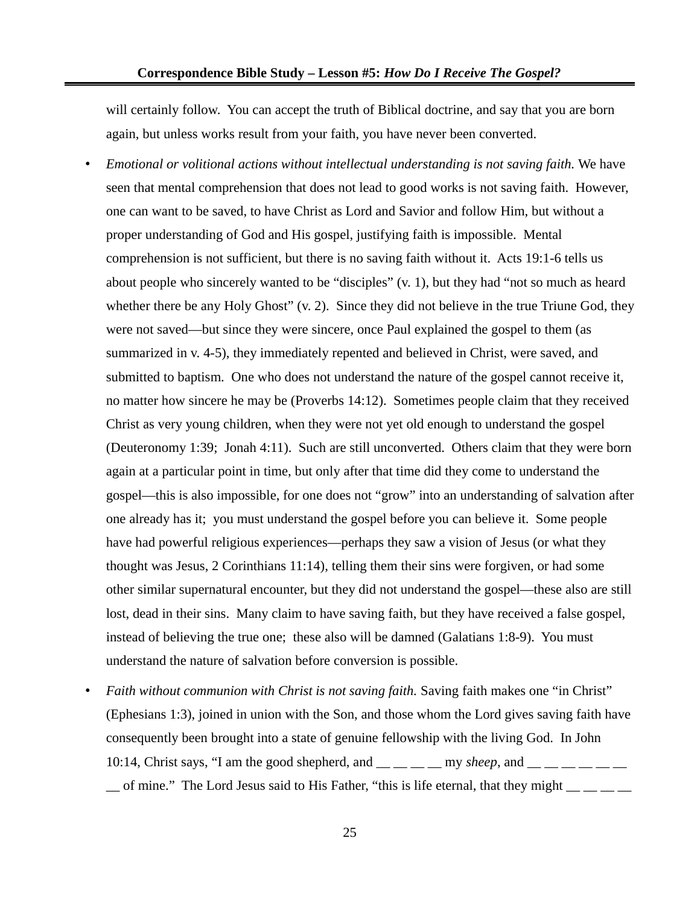will certainly follow. You can accept the truth of Biblical doctrine, and say that you are born again, but unless works result from your faith, you have never been converted.

- *Emotional or volitional actions without intellectual understanding is not saving faith.* We have seen that mental comprehension that does not lead to good works is not saving faith. However, one can want to be saved, to have Christ as Lord and Savior and follow Him, but without a proper understanding of God and His gospel, justifying faith is impossible. Mental comprehension is not sufficient, but there is no saving faith without it. Acts 19:1-6 tells us about people who sincerely wanted to be "disciples" (v. 1), but they had "not so much as heard whether there be any Holy Ghost" (v. 2). Since they did not believe in the true Triune God, they were not saved—but since they were sincere, once Paul explained the gospel to them (as summarized in v. 4-5), they immediately repented and believed in Christ, were saved, and submitted to baptism. One who does not understand the nature of the gospel cannot receive it, no matter how sincere he may be (Proverbs 14:12). Sometimes people claim that they received Christ as very young children, when they were not yet old enough to understand the gospel (Deuteronomy 1:39; Jonah 4:11). Such are still unconverted. Others claim that they were born again at a particular point in time, but only after that time did they come to understand the gospel—this is also impossible, for one does not "grow" into an understanding of salvation after one already has it; you must understand the gospel before you can believe it. Some people have had powerful religious experiences—perhaps they saw a vision of Jesus (or what they thought was Jesus, 2 Corinthians 11:14), telling them their sins were forgiven, or had some other similar supernatural encounter, but they did not understand the gospel—these also are still lost, dead in their sins. Many claim to have saving faith, but they have received a false gospel, instead of believing the true one; these also will be damned (Galatians 1:8-9). You must understand the nature of salvation before conversion is possible.

- *Faith without communion with Christ is not saving faith.* Saving faith makes one "in Christ" (Ephesians 1:3), joined in union with the Son, and those whom the Lord gives saving faith have consequently been brought into a state of genuine fellowship with the living God. In John 10:14, Christ says, "I am the good shepherd, and __ __ __ __ my *sheep*, and __ __ __ __ __ __ __ of mine." The Lord Jesus said to His Father, "this is life eternal, that they might __ __ __ __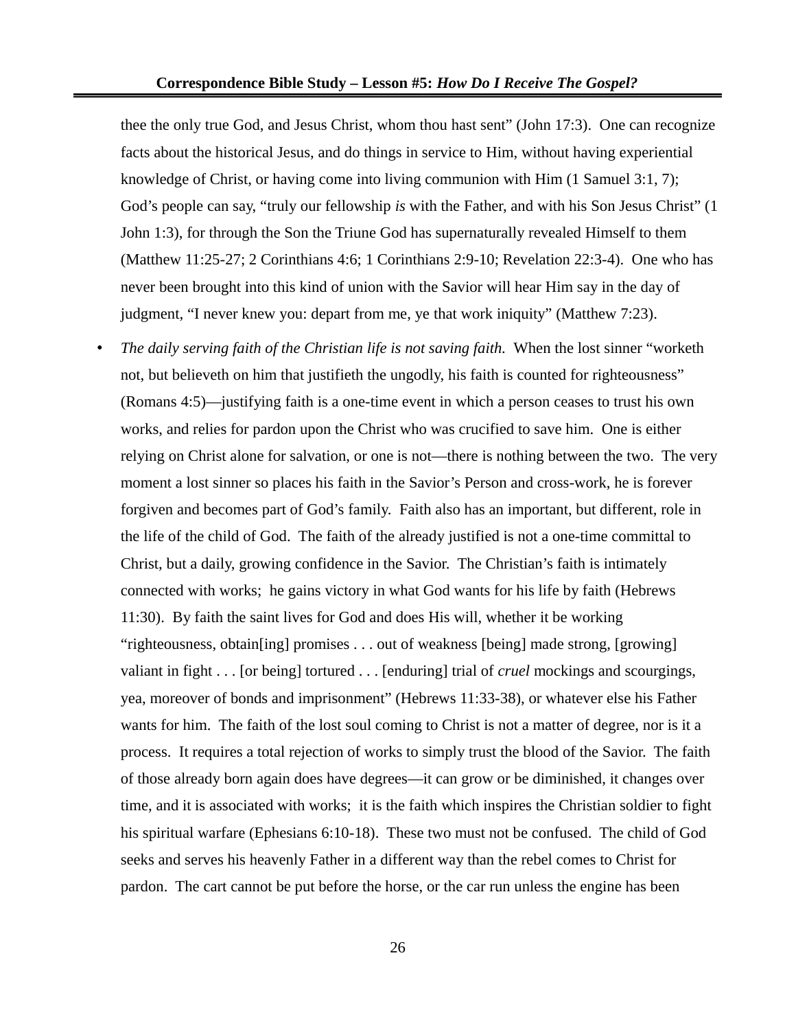thee the only true God, and Jesus Christ, whom thou hast sent" (John 17:3). One can recognize facts about the historical Jesus, and do things in service to Him, without having experiential knowledge of Christ, or having come into living communion with Him (1 Samuel 3:1, 7); God's people can say, "truly our fellowship *is* with the Father, and with his Son Jesus Christ" (1 John 1:3), for through the Son the Triune God has supernaturally revealed Himself to them (Matthew 11:25-27; 2 Corinthians 4:6; 1 Corinthians 2:9-10; Revelation 22:3-4). One who has never been brought into this kind of union with the Savior will hear Him say in the day of judgment, "I never knew you: depart from me, ye that work iniquity" (Matthew 7:23).

- *The daily serving faith of the Christian life is not saving faith.* When the lost sinner "worketh not, but believeth on him that justifieth the ungodly, his faith is counted for righteousness" (Romans 4:5)—justifying faith is a one-time event in which a person ceases to trust his own works, and relies for pardon upon the Christ who was crucified to save him. One is either relying on Christ alone for salvation, or one is not—there is nothing between the two. The very moment a lost sinner so places his faith in the Savior's Person and cross-work, he is forever forgiven and becomes part of God's family. Faith also has an important, but different, role in the life of the child of God. The faith of the already justified is not a one-time committal to Christ, but a daily, growing confidence in the Savior. The Christian's faith is intimately connected with works; he gains victory in what God wants for his life by faith (Hebrews 11:30). By faith the saint lives for God and does His will, whether it be working "righteousness, obtain[ing] promises . . . out of weakness [being] made strong, [growing] valiant in fight . . . [or being] tortured . . . [enduring] trial of *cruel* mockings and scourgings, yea, moreover of bonds and imprisonment" (Hebrews 11:33-38), or whatever else his Father wants for him. The faith of the lost soul coming to Christ is not a matter of degree, nor is it a process. It requires a total rejection of works to simply trust the blood of the Savior. The faith of those already born again does have degrees—it can grow or be diminished, it changes over time, and it is associated with works; it is the faith which inspires the Christian soldier to fight his spiritual warfare (Ephesians 6:10-18). These two must not be confused. The child of God seeks and serves his heavenly Father in a different way than the rebel comes to Christ for pardon. The cart cannot be put before the horse, or the car run unless the engine has been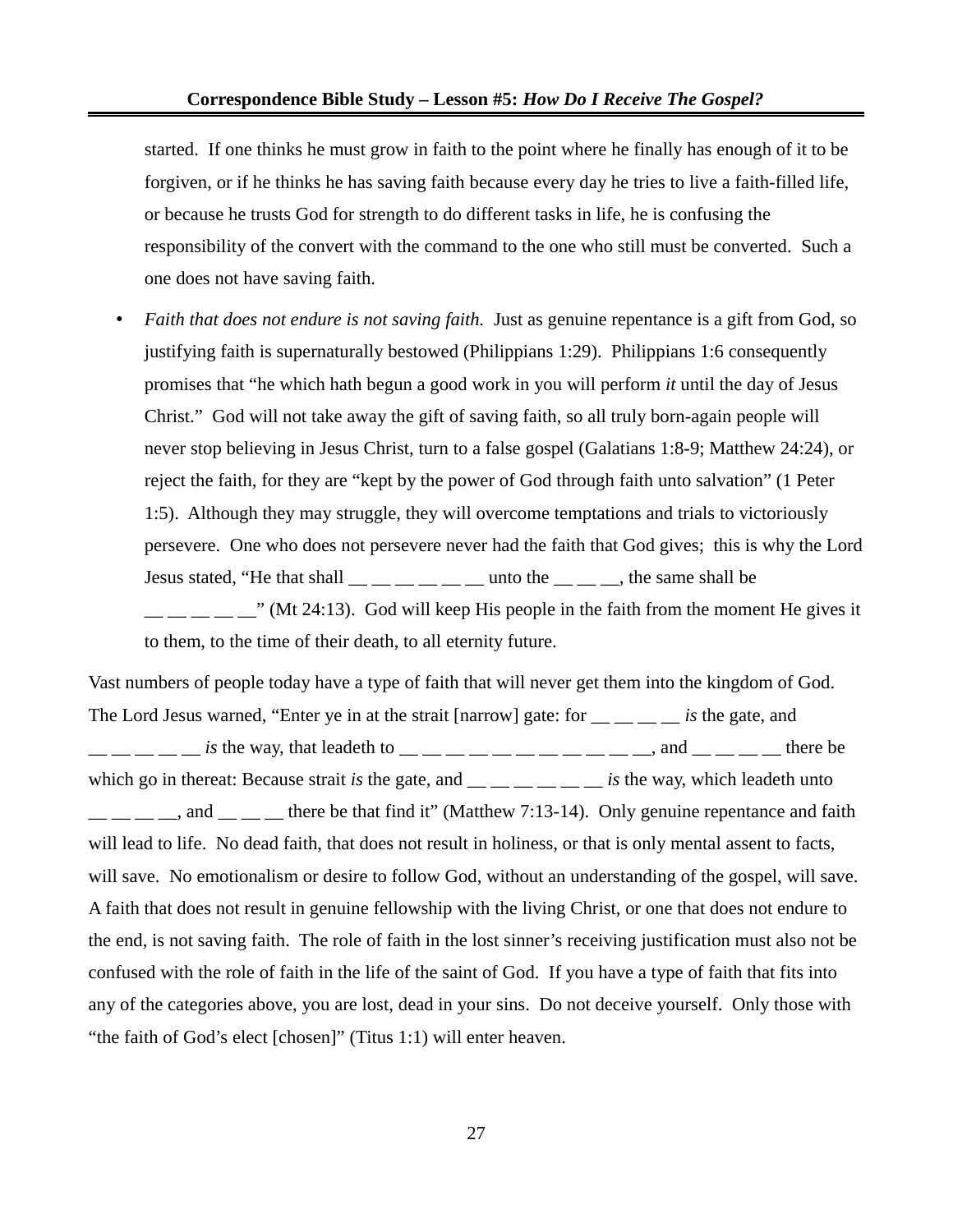started. If one thinks he must grow in faith to the point where he finally has enough of it to be forgiven, or if he thinks he has saving faith because every day he tries to live a faith-filled life, or because he trusts God for strength to do different tasks in life, he is confusing the responsibility of the convert with the command to the one who still must be converted. Such a one does not have saving faith.

- *Faith that does not endure is not saving faith.* Just as genuine repentance is a gift from God, so justifying faith is supernaturally bestowed (Philippians 1:29). Philippians 1:6 consequently promises that "he which hath begun a good work in you will perform *it* until the day of Jesus Christ." God will not take away the gift of saving faith, so all truly born-again people will never stop believing in Jesus Christ, turn to a false gospel (Galatians 1:8-9; Matthew 24:24), or reject the faith, for they are "kept by the power of God through faith unto salvation" (1 Peter 1:5). Although they may struggle, they will overcome temptations and trials to victoriously persevere. One who does not persevere never had the faith that God gives; this is why the Lord Jesus stated, "He that shall __ __ __ __ __ __ unto the __ __ __, the same shall be __ __ __ __ __" (Mt 24:13). God will keep His people in the faith from the moment He gives it to them, to the time of their death, to all eternity future.

Vast numbers of people today have a type of faith that will never get them into the kingdom of God. The Lord Jesus warned, "Enter ye in at the strait [narrow] gate: for __ __ __ __ *is* the gate, and __ __ __ __ __ *is* the way, that leadeth to __ __ __ __ __ __ __ __ __ __ __, and __ __ __ __ there be which go in thereat: Because strait *is* the gate, and __ __ __ __ __ __ *is* the way, which leadeth unto __ __ __ __, and __ __ __ there be that find it" (Matthew 7:13-14). Only genuine repentance and faith will lead to life. No dead faith, that does not result in holiness, or that is only mental assent to facts, will save. No emotionalism or desire to follow God, without an understanding of the gospel, will save. A faith that does not result in genuine fellowship with the living Christ, or one that does not endure to the end, is not saving faith. The role of faith in the lost sinner's receiving justification must also not be confused with the role of faith in the life of the saint of God. If you have a type of faith that fits into any of the categories above, you are lost, dead in your sins. Do not deceive yourself. Only those with "the faith of God's elect [chosen]" (Titus 1:1) will enter heaven.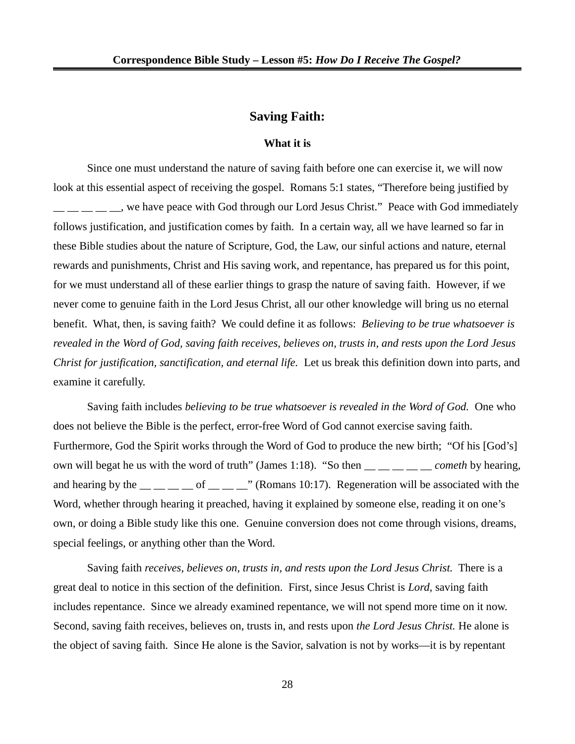## Saving Faith:

### What it is

Since one must understand the nature of saving faith before one can exercise it, we will now look at this essential aspect of receiving the gospel. Romans 5:1 states, "Therefore being justified by __ __ __ __ __, we have peace with God through our Lord Jesus Christ." Peace with God immediately follows justification, and justification comes by faith. In a certain way, all we have learned so far in these Bible studies about the nature of Scripture, God, the Law, our sinful actions and nature, eternal rewards and punishments, Christ and His saving work, and repentance, has prepared us for this point, for we must understand all of these earlier things to grasp the nature of saving faith. However, if we never come to genuine faith in the Lord Jesus Christ, all our other knowledge will bring us no eternal benefit. What, then, is saving faith? We could define it as follows: *Believing to be true whatsoever is revealed in the Word of God, saving faith receives, believes on, trusts in, and rests upon the Lord Jesus Christ for justification, sanctification, and eternal life.* Let us break this definition down into parts, and examine it carefully.

Saving faith includes *believing to be true whatsoever is revealed in the Word of God.* One who does not believe the Bible is the perfect, error-free Word of God cannot exercise saving faith. Furthermore, God the Spirit works through the Word of God to produce the new birth; "Of his [God's] own will begat he us with the word of truth" (James 1:18). "So then __ __ __ __ __ *cometh* by hearing, and hearing by the __ __ __ __ of __ __ __" (Romans 10:17). Regeneration will be associated with the Word, whether through hearing it preached, having it explained by someone else, reading it on one's own, or doing a Bible study like this one. Genuine conversion does not come through visions, dreams, special feelings, or anything other than the Word.

Saving faith *receives, believes on, trusts in, and rests upon the Lord Jesus Christ.* There is a great deal to notice in this section of the definition. First, since Jesus Christ is *Lord,* saving faith includes repentance. Since we already examined repentance, we will not spend more time on it now. Second, saving faith receives, believes on, trusts in, and rests upon *the Lord Jesus Christ.* He alone is the object of saving faith. Since He alone is the Savior, salvation is not by works—it is by repentant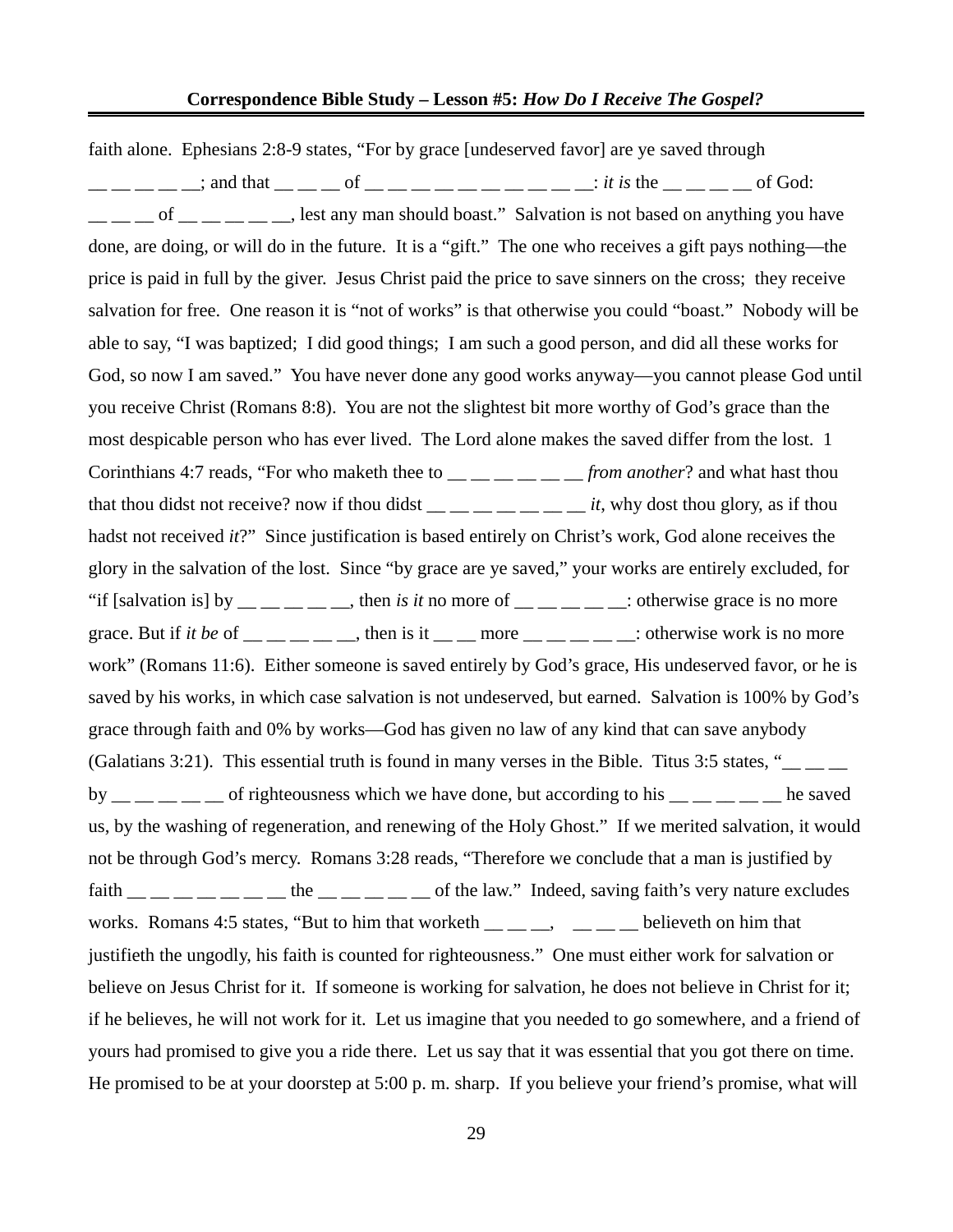faith alone. Ephesians 2:8-9 states, "For by grace [undeserved favor] are ye saved through __ __ __ __ __; and that __ __ __ of __ __ __ __ __ __ __ __ __ __: *it is* the __ __ __ __ of God: __ __ __ of __ __ __ __ __, lest any man should boast." Salvation is not based on anything you have done, are doing, or will do in the future. It is a "gift." The one who receives a gift pays nothing—the price is paid in full by the giver. Jesus Christ paid the price to save sinners on the cross; they receive salvation for free. One reason it is "not of works" is that otherwise you could "boast." Nobody will be able to say, "I was baptized; I did good things; I am such a good person, and did all these works for God, so now I am saved." You have never done any good works anyway—you cannot please God until you receive Christ (Romans 8:8). You are not the slightest bit more worthy of God's grace than the most despicable person who has ever lived. The Lord alone makes the saved differ from the lost. 1 Corinthians 4:7 reads, "For who maketh thee to __ __ __ __ __ __ *from another*? and what hast thou that thou didst not receive? now if thou didst __ __ __ __ __ __ __ *it*, why dost thou glory, as if thou hadst not received *it*?" Since justification is based entirely on Christ's work, God alone receives the glory in the salvation of the lost. Since "by grace are ye saved," your works are entirely excluded, for "if [salvation is] by __ __ __ __ __, then *is it* no more of __ __ __ __ __: otherwise grace is no more grace. But if *it be* of __ __ __ __ __, then is it __ __ more __ __ __ __ __: otherwise work is no more work" (Romans 11:6). Either someone is saved entirely by God's grace, His undeserved favor, or he is saved by his works, in which case salvation is not undeserved, but earned. Salvation is 100% by God's grace through faith and 0% by works—God has given no law of any kind that can save anybody (Galatians 3:21). This essential truth is found in many verses in the Bible. Titus 3:5 states, "__ __ __ by __ __ __ __ __ of righteousness which we have done, but according to his __ __ __ __ __ he saved us, by the washing of regeneration, and renewing of the Holy Ghost." If we merited salvation, it would not be through God's mercy. Romans 3:28 reads, "Therefore we conclude that a man is justified by faith __ __ __ __ __ __ __ the __ __ __ __ __ of the law." Indeed, saving faith's very nature excludes works. Romans 4:5 states, "But to him that worketh __ __ __,   __ __ __ believeth on him that justifieth the ungodly, his faith is counted for righteousness." One must either work for salvation or believe on Jesus Christ for it. If someone is working for salvation, he does not believe in Christ for it; if he believes, he will not work for it. Let us imagine that you needed to go somewhere, and a friend of yours had promised to give you a ride there. Let us say that it was essential that you got there on time. He promised to be at your doorstep at 5:00 p. m. sharp. If you believe your friend's promise, what will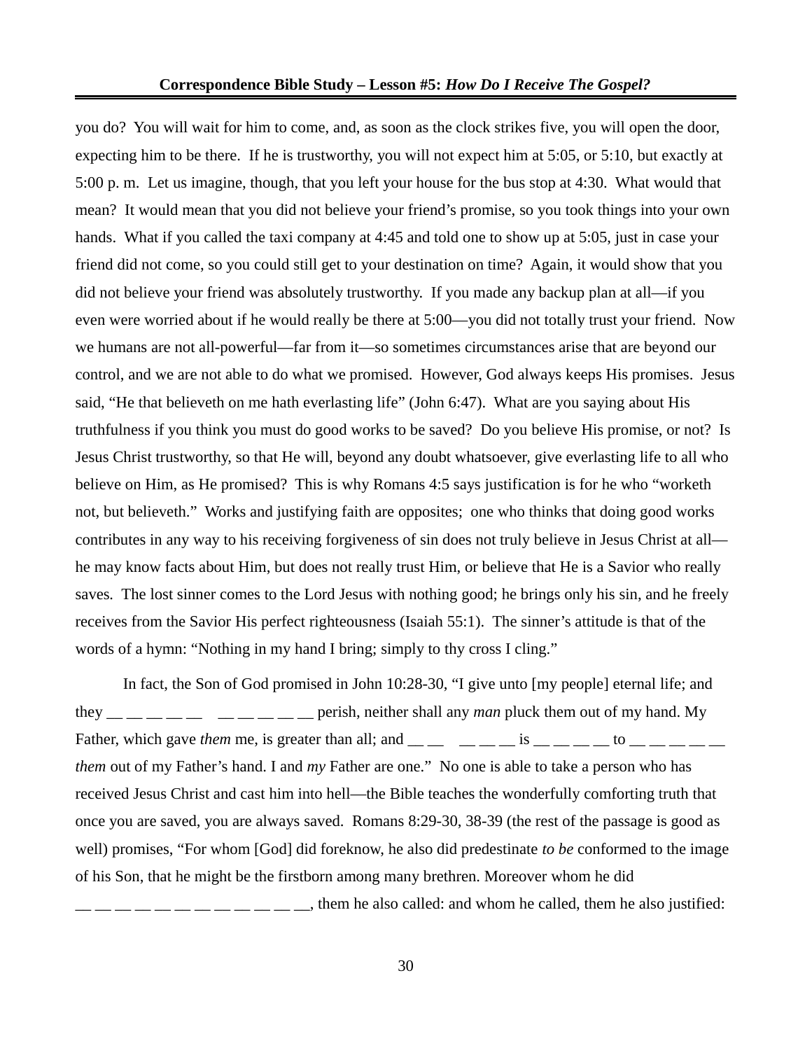you do? You will wait for him to come, and, as soon as the clock strikes five, you will open the door, expecting him to be there. If he is trustworthy, you will not expect him at 5:05, or 5:10, but exactly at 5:00 p. m. Let us imagine, though, that you left your house for the bus stop at 4:30. What would that mean? It would mean that you did not believe your friend's promise, so you took things into your own hands. What if you called the taxi company at 4:45 and told one to show up at 5:05, just in case your friend did not come, so you could still get to your destination on time? Again, it would show that you did not believe your friend was absolutely trustworthy. If you made any backup plan at all—if you even were worried about if he would really be there at 5:00—you did not totally trust your friend. Now we humans are not all-powerful—far from it—so sometimes circumstances arise that are beyond our control, and we are not able to do what we promised. However, God always keeps His promises. Jesus said, "He that believeth on me hath everlasting life" (John 6:47). What are you saying about His truthfulness if you think you must do good works to be saved? Do you believe His promise, or not? Is Jesus Christ trustworthy, so that He will, beyond any doubt whatsoever, give everlasting life to all who believe on Him, as He promised? This is why Romans 4:5 says justification is for he who "worketh not, but believeth." Works and justifying faith are opposites; one who thinks that doing good works contributes in any way to his receiving forgiveness of sin does not truly believe in Jesus Christ at all—he may know facts about Him, but does not really trust Him, or believe that He is a Savior who really saves. The lost sinner comes to the Lord Jesus with nothing good; he brings only his sin, and he freely receives from the Savior His perfect righteousness (Isaiah 55:1). The sinner's attitude is that of the words of a hymn: "Nothing in my hand I bring; simply to thy cross I cling."

In fact, the Son of God promised in John 10:28-30, "I give unto [my people] eternal life; and they __ __ __ __ __ &nbsp; __ __ __ __ __ perish, neither shall any *man* pluck them out of my hand. My Father, which gave *them* me, is greater than all; and __ __ &nbsp; __ __ __ is __ __ __ __ to __ __ __ __ __ *them* out of my Father's hand. I and *my* Father are one." No one is able to take a person who has received Jesus Christ and cast him into hell—the Bible teaches the wonderfully comforting truth that once you are saved, you are always saved. Romans 8:29-30, 38-39 (the rest of the passage is good as well) promises, "For whom [God] did foreknow, he also did predestinate *to be* conformed to the image of his Son, that he might be the firstborn among many brethren. Moreover whom he did __ __ __ __ __ __ __ __ __ __ __ __, them he also called: and whom he called, them he also justified: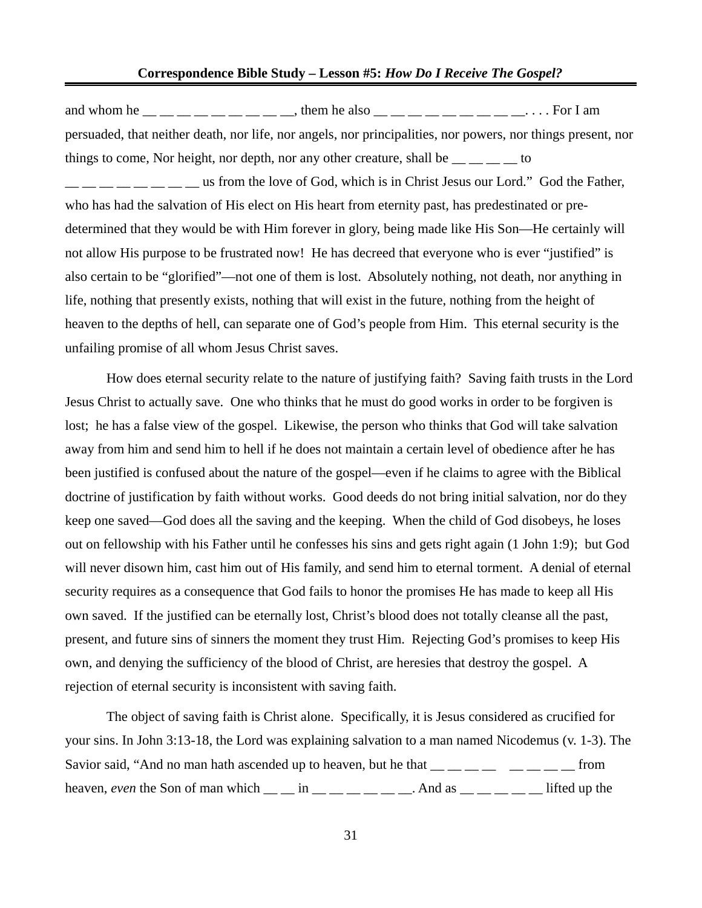and whom he __ __ __ __ __ __ __ __ __, them he also __ __ __ __ __ __ __ __ __. . . . For I am persuaded, that neither death, nor life, nor angels, nor principalities, nor powers, nor things present, nor things to come, Nor height, nor depth, nor any other creature, shall be __ __ __ __ to __ __ __ __ __ __ __ __ us from the love of God, which is in Christ Jesus our Lord." God the Father, who has had the salvation of His elect on His heart from eternity past, has predestinated or pre-determined that they would be with Him forever in glory, being made like His Son—He certainly will not allow His purpose to be frustrated now! He has decreed that everyone who is ever "justified" is also certain to be "glorified"—not one of them is lost. Absolutely nothing, not death, nor anything in life, nothing that presently exists, nothing that will exist in the future, nothing from the height of heaven to the depths of hell, can separate one of God's people from Him. This eternal security is the unfailing promise of all whom Jesus Christ saves.

How does eternal security relate to the nature of justifying faith? Saving faith trusts in the Lord Jesus Christ to actually save. One who thinks that he must do good works in order to be forgiven is lost; he has a false view of the gospel. Likewise, the person who thinks that God will take salvation away from him and send him to hell if he does not maintain a certain level of obedience after he has been justified is confused about the nature of the gospel—even if he claims to agree with the Biblical doctrine of justification by faith without works. Good deeds do not bring initial salvation, nor do they keep one saved—God does all the saving and the keeping. When the child of God disobeys, he loses out on fellowship with his Father until he confesses his sins and gets right again (1 John 1:9); but God will never disown him, cast him out of His family, and send him to eternal torment. A denial of eternal security requires as a consequence that God fails to honor the promises He has made to keep all His own saved. If the justified can be eternally lost, Christ's blood does not totally cleanse all the past, present, and future sins of sinners the moment they trust Him. Rejecting God's promises to keep His own, and denying the sufficiency of the blood of Christ, are heresies that destroy the gospel. A rejection of eternal security is inconsistent with saving faith.

The object of saving faith is Christ alone. Specifically, it is Jesus considered as crucified for your sins. In John 3:13-18, the Lord was explaining salvation to a man named Nicodemus (v. 1-3). The Savior said, "And no man hath ascended up to heaven, but he that __ __ __ __ __ __ __ __ from heaven, *even* the Son of man which __ __ in __ __ __ __ __ __. And as __ __ __ __ __ lifted up the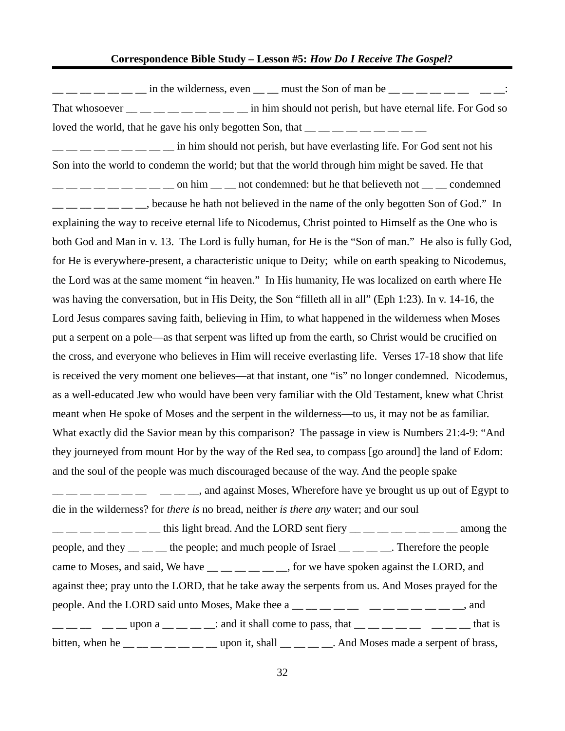__ __ __ __ __ __ __ in the wilderness, even __ __ must the Son of man be __ __ __ __ __ __ __ __: That whosoever __ __ __ __ __ __ __ __ __ in him should not perish, but have eternal life. For God so loved the world, that he gave his only begotten Son, that __ __ __ __ __ __ __ __ __ __ __ __ __ __ __ __ __ __ in him should not perish, but have everlasting life. For God sent not his Son into the world to condemn the world; but that the world through him might be saved. He that __ __ __ __ __ __ __ __ __ on him __ __ not condemned: but he that believeth not __ __ condemned __ __ __ __ __ __ __, because he hath not believed in the name of the only begotten Son of God." In explaining the way to receive eternal life to Nicodemus, Christ pointed to Himself as the One who is both God and Man in v. 13. The Lord is fully human, for He is the "Son of man." He also is fully God, for He is everywhere-present, a characteristic unique to Deity; while on earth speaking to Nicodemus, the Lord was at the same moment "in heaven." In His humanity, He was localized on earth where He was having the conversation, but in His Deity, the Son "filleth all in all" (Eph 1:23). In v. 14-16, the Lord Jesus compares saving faith, believing in Him, to what happened in the wilderness when Moses put a serpent on a pole—as that serpent was lifted up from the earth, so Christ would be crucified on the cross, and everyone who believes in Him will receive everlasting life. Verses 17-18 show that life is received the very moment one believes—at that instant, one "is" no longer condemned. Nicodemus, as a well-educated Jew who would have been very familiar with the Old Testament, knew what Christ meant when He spoke of Moses and the serpent in the wilderness—to us, it may not be as familiar. What exactly did the Savior mean by this comparison? The passage in view is Numbers 21:4-9: "And they journeyed from mount Hor by the way of the Red sea, to compass [go around] the land of Edom: and the soul of the people was much discouraged because of the way. And the people spake __ __ __ __ __ __ __ __ __ __ __, and against Moses, Wherefore have ye brought us up out of Egypt to die in the wilderness? for *there is* no bread, neither *is there any* water; and our soul __ __ __ __ __ __ __ __ this light bread. And the LORD sent fiery __ __ __ __ __ __ __ __ among the people, and they __ __ __ the people; and much people of Israel __ __ __ __. Therefore the people came to Moses, and said, We have __ __ __ __ __ __, for we have spoken against the LORD, and against thee; pray unto the LORD, that he take away the serpents from us. And Moses prayed for the people. And the LORD said unto Moses, Make thee a __ __ __ __ __ __ __ __ __ __ __ __, and __ __ __ __ __ upon a __ __ __ __: and it shall come to pass, that __ __ __ __ __ __ __ __ that is bitten, when he __ __ __ __ __ __ __ upon it, shall __ __ __ __. And Moses made a serpent of brass,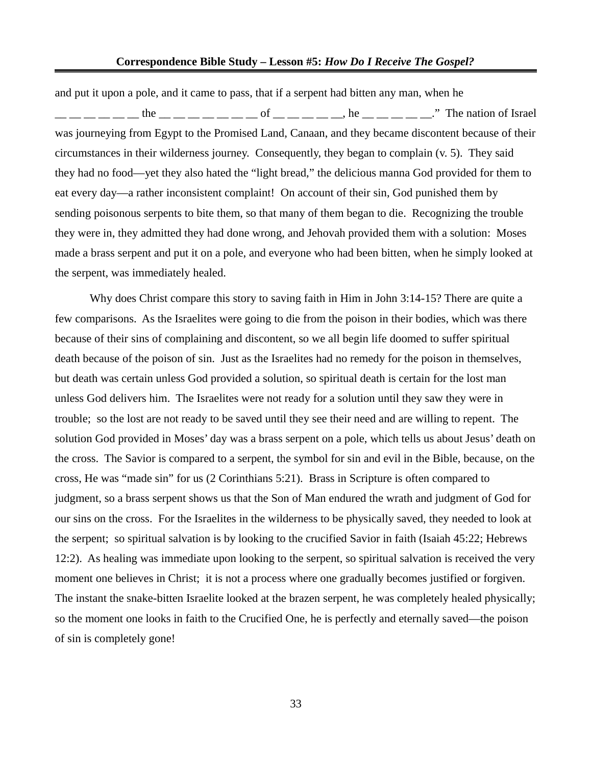and put it upon a pole, and it came to pass, that if a serpent had bitten any man, when he __ __ __ __ __ __ the __ __ __ __ __ __ __ of __ __ __ __ __, he __ __ __ __ __." The nation of Israel was journeying from Egypt to the Promised Land, Canaan, and they became discontent because of their circumstances in their wilderness journey. Consequently, they began to complain (v. 5). They said they had no food—yet they also hated the "light bread," the delicious manna God provided for them to eat every day—a rather inconsistent complaint! On account of their sin, God punished them by sending poisonous serpents to bite them, so that many of them began to die. Recognizing the trouble they were in, they admitted they had done wrong, and Jehovah provided them with a solution: Moses made a brass serpent and put it on a pole, and everyone who had been bitten, when he simply looked at the serpent, was immediately healed.

Why does Christ compare this story to saving faith in Him in John 3:14-15? There are quite a few comparisons. As the Israelites were going to die from the poison in their bodies, which was there because of their sins of complaining and discontent, so we all begin life doomed to suffer spiritual death because of the poison of sin. Just as the Israelites had no remedy for the poison in themselves, but death was certain unless God provided a solution, so spiritual death is certain for the lost man unless God delivers him. The Israelites were not ready for a solution until they saw they were in trouble; so the lost are not ready to be saved until they see their need and are willing to repent. The solution God provided in Moses' day was a brass serpent on a pole, which tells us about Jesus' death on the cross. The Savior is compared to a serpent, the symbol for sin and evil in the Bible, because, on the cross, He was "made sin" for us (2 Corinthians 5:21). Brass in Scripture is often compared to judgment, so a brass serpent shows us that the Son of Man endured the wrath and judgment of God for our sins on the cross. For the Israelites in the wilderness to be physically saved, they needed to look at the serpent; so spiritual salvation is by looking to the crucified Savior in faith (Isaiah 45:22; Hebrews 12:2). As healing was immediate upon looking to the serpent, so spiritual salvation is received the very moment one believes in Christ; it is not a process where one gradually becomes justified or forgiven. The instant the snake-bitten Israelite looked at the brazen serpent, he was completely healed physically; so the moment one looks in faith to the Crucified One, he is perfectly and eternally saved—the poison of sin is completely gone!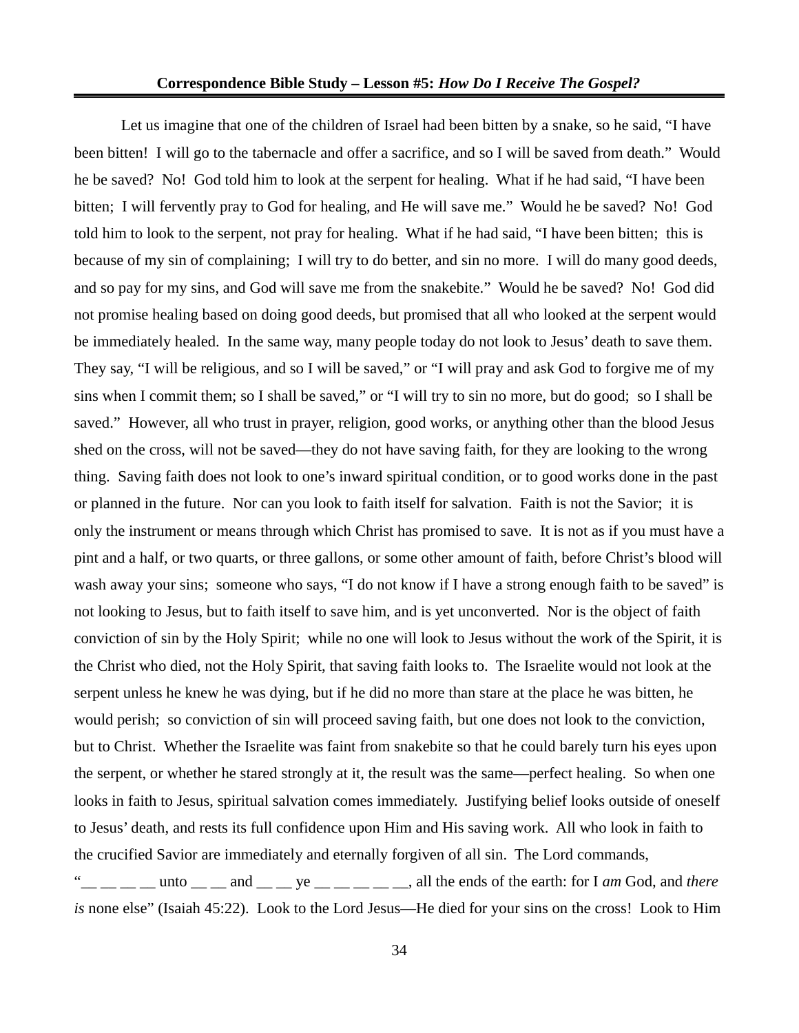Let us imagine that one of the children of Israel had been bitten by a snake, so he said, "I have been bitten! I will go to the tabernacle and offer a sacrifice, and so I will be saved from death." Would he be saved? No! God told him to look at the serpent for healing. What if he had said, "I have been bitten; I will fervently pray to God for healing, and He will save me." Would he be saved? No! God told him to look to the serpent, not pray for healing. What if he had said, "I have been bitten; this is because of my sin of complaining; I will try to do better, and sin no more. I will do many good deeds, and so pay for my sins, and God will save me from the snakebite." Would he be saved? No! God did not promise healing based on doing good deeds, but promised that all who looked at the serpent would be immediately healed. In the same way, many people today do not look to Jesus' death to save them. They say, "I will be religious, and so I will be saved," or "I will pray and ask God to forgive me of my sins when I commit them; so I shall be saved," or "I will try to sin no more, but do good; so I shall be saved." However, all who trust in prayer, religion, good works, or anything other than the blood Jesus shed on the cross, will not be saved—they do not have saving faith, for they are looking to the wrong thing. Saving faith does not look to one's inward spiritual condition, or to good works done in the past or planned in the future. Nor can you look to faith itself for salvation. Faith is not the Savior; it is only the instrument or means through which Christ has promised to save. It is not as if you must have a pint and a half, or two quarts, or three gallons, or some other amount of faith, before Christ's blood will wash away your sins; someone who says, "I do not know if I have a strong enough faith to be saved" is not looking to Jesus, but to faith itself to save him, and is yet unconverted. Nor is the object of faith conviction of sin by the Holy Spirit; while no one will look to Jesus without the work of the Spirit, it is the Christ who died, not the Holy Spirit, that saving faith looks to. The Israelite would not look at the serpent unless he knew he was dying, but if he did no more than stare at the place he was bitten, he would perish; so conviction of sin will proceed saving faith, but one does not look to the conviction, but to Christ. Whether the Israelite was faint from snakebite so that he could barely turn his eyes upon the serpent, or whether he stared strongly at it, the result was the same—perfect healing. So when one looks in faith to Jesus, spiritual salvation comes immediately. Justifying belief looks outside of oneself to Jesus' death, and rests its full confidence upon Him and His saving work. All who look in faith to the crucified Savior are immediately and eternally forgiven of all sin. The Lord commands, "__ __ __ __ unto __ __ and __ __ ye __ __ __ __ __, all the ends of the earth: for I *am* God, and *there is* none else" (Isaiah 45:22). Look to the Lord Jesus—He died for your sins on the cross! Look to Him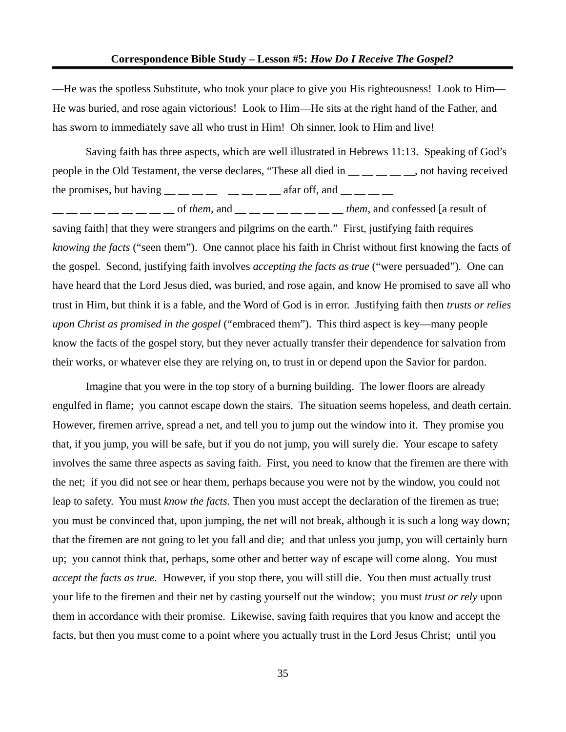—He was the spotless Substitute, who took your place to give you His righteousness! Look to Him—He was buried, and rose again victorious! Look to Him—He sits at the right hand of the Father, and has sworn to immediately save all who trust in Him! Oh sinner, look to Him and live!

Saving faith has three aspects, which are well illustrated in Hebrews 11:13. Speaking of God's people in the Old Testament, the verse declares, "These all died in __ __ __ __ __, not having received the promises, but having __ __ __ __ __ __ __ __ afar off, and __ __ __ __ __ __ __ __ __ __ __ __ __ of *them*, and __ __ __ __ __ __ __ __ *them*, and confessed [a result of saving faith] that they were strangers and pilgrims on the earth." First, justifying faith requires *knowing the facts* ("seen them"). One cannot place his faith in Christ without first knowing the facts of the gospel. Second, justifying faith involves *accepting the facts as true* ("were persuaded"). One can have heard that the Lord Jesus died, was buried, and rose again, and know He promised to save all who trust in Him, but think it is a fable, and the Word of God is in error. Justifying faith then *trusts or relies upon Christ as promised in the gospel* ("embraced them"). This third aspect is key—many people know the facts of the gospel story, but they never actually transfer their dependence for salvation from their works, or whatever else they are relying on, to trust in or depend upon the Savior for pardon.

Imagine that you were in the top story of a burning building. The lower floors are already engulfed in flame; you cannot escape down the stairs. The situation seems hopeless, and death certain. However, firemen arrive, spread a net, and tell you to jump out the window into it. They promise you that, if you jump, you will be safe, but if you do not jump, you will surely die. Your escape to safety involves the same three aspects as saving faith. First, you need to know that the firemen are there with the net; if you did not see or hear them, perhaps because you were not by the window, you could not leap to safety. You must *know the facts.* Then you must accept the declaration of the firemen as true; you must be convinced that, upon jumping, the net will not break, although it is such a long way down; that the firemen are not going to let you fall and die; and that unless you jump, you will certainly burn up; you cannot think that, perhaps, some other and better way of escape will come along. You must *accept the facts as true.* However, if you stop there, you will still die. You then must actually trust your life to the firemen and their net by casting yourself out the window; you must *trust or rely* upon them in accordance with their promise. Likewise, saving faith requires that you know and accept the facts, but then you must come to a point where you actually trust in the Lord Jesus Christ; until you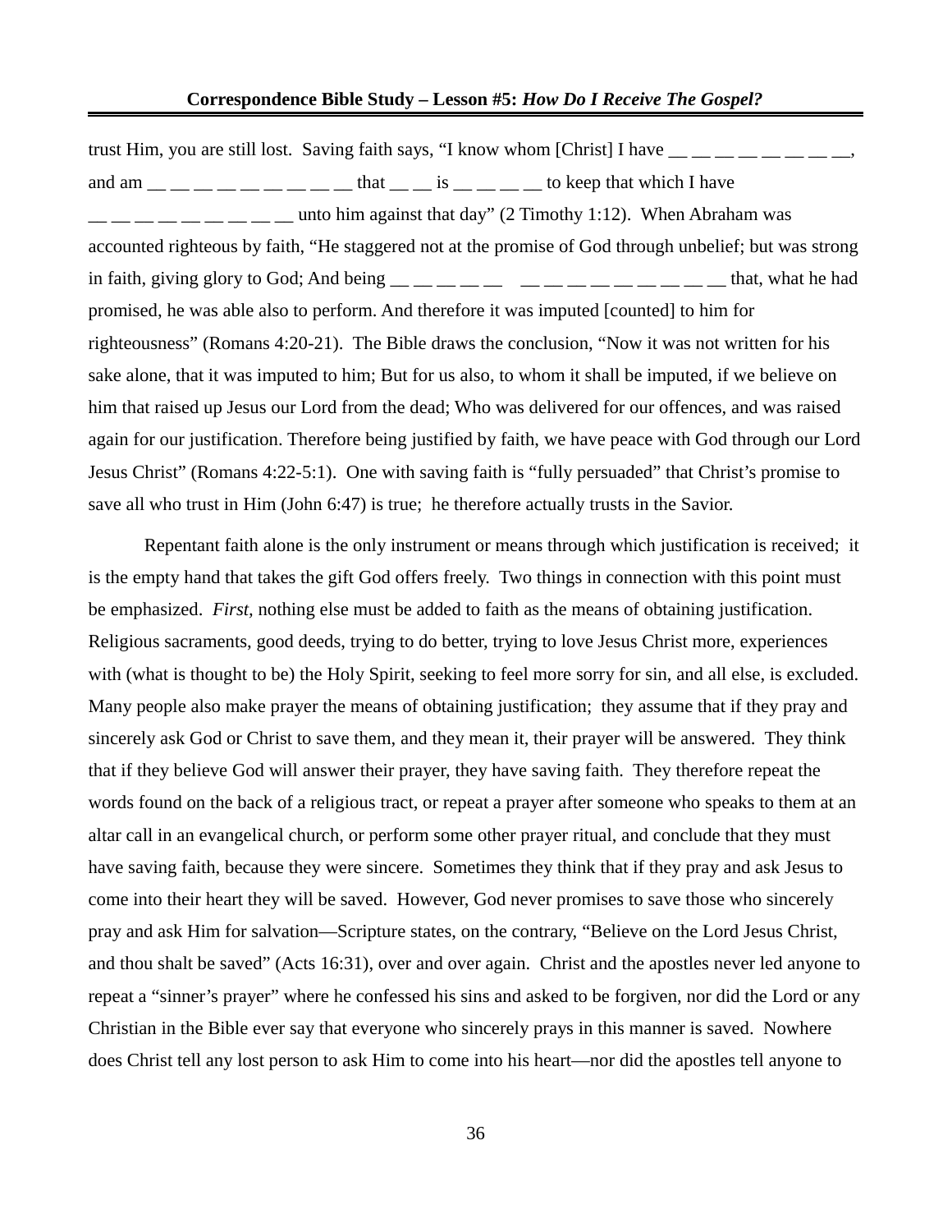trust Him, you are still lost. Saving faith says, "I know whom [Christ] I have __ __ __ __ __ __ __ __, and am __ __ __ __ __ __ __ __ __ that __ __ is __ __ __ __ to keep that which I have __ __ __ __ __ __ __ __ __ unto him against that day" (2 Timothy 1:12). When Abraham was accounted righteous by faith, "He staggered not at the promise of God through unbelief; but was strong in faith, giving glory to God; And being __ __ __ __ __ __ __ __ __ __ __ __ __ __ __ that, what he had promised, he was able also to perform. And therefore it was imputed [counted] to him for righteousness" (Romans 4:20-21). The Bible draws the conclusion, "Now it was not written for his sake alone, that it was imputed to him; But for us also, to whom it shall be imputed, if we believe on him that raised up Jesus our Lord from the dead; Who was delivered for our offences, and was raised again for our justification. Therefore being justified by faith, we have peace with God through our Lord Jesus Christ" (Romans 4:22-5:1). One with saving faith is "fully persuaded" that Christ's promise to save all who trust in Him (John 6:47) is true; he therefore actually trusts in the Savior.

Repentant faith alone is the only instrument or means through which justification is received; it is the empty hand that takes the gift God offers freely. Two things in connection with this point must be emphasized. *First,* nothing else must be added to faith as the means of obtaining justification. Religious sacraments, good deeds, trying to do better, trying to love Jesus Christ more, experiences with (what is thought to be) the Holy Spirit, seeking to feel more sorry for sin, and all else, is excluded. Many people also make prayer the means of obtaining justification; they assume that if they pray and sincerely ask God or Christ to save them, and they mean it, their prayer will be answered. They think that if they believe God will answer their prayer, they have saving faith. They therefore repeat the words found on the back of a religious tract, or repeat a prayer after someone who speaks to them at an altar call in an evangelical church, or perform some other prayer ritual, and conclude that they must have saving faith, because they were sincere. Sometimes they think that if they pray and ask Jesus to come into their heart they will be saved. However, God never promises to save those who sincerely pray and ask Him for salvation—Scripture states, on the contrary, "Believe on the Lord Jesus Christ, and thou shalt be saved" (Acts 16:31), over and over again. Christ and the apostles never led anyone to repeat a "sinner's prayer" where he confessed his sins and asked to be forgiven, nor did the Lord or any Christian in the Bible ever say that everyone who sincerely prays in this manner is saved. Nowhere does Christ tell any lost person to ask Him to come into his heart—nor did the apostles tell anyone to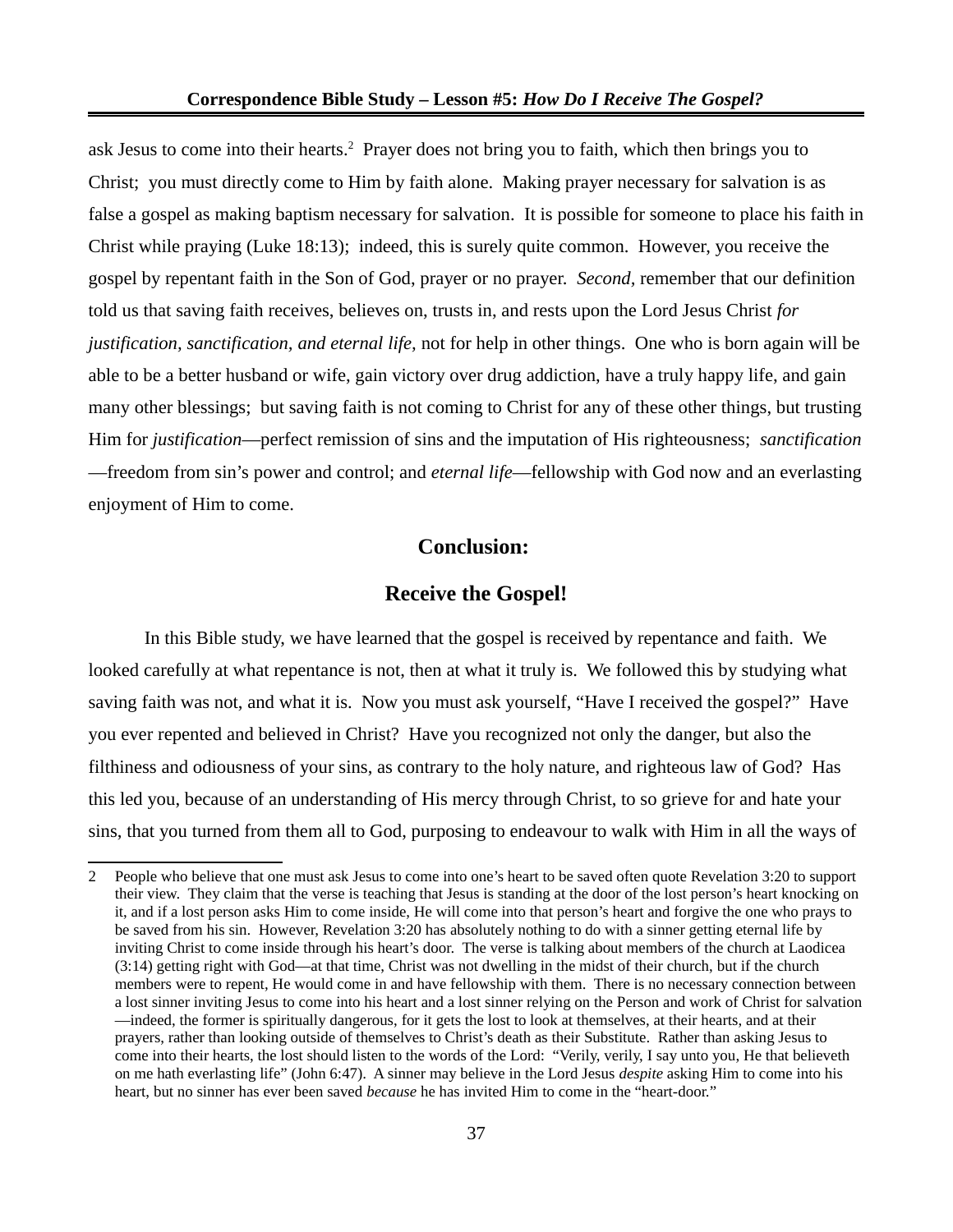ask Jesus to come into their hearts.[2] Prayer does not bring you to faith, which then brings you to Christ; you must directly come to Him by faith alone. Making prayer necessary for salvation is as false a gospel as making baptism necessary for salvation. It is possible for someone to place his faith in Christ while praying (Luke 18:13); indeed, this is surely quite common. However, you receive the gospel by repentant faith in the Son of God, prayer or no prayer. *Second,* remember that our definition told us that saving faith receives, believes on, trusts in, and rests upon the Lord Jesus Christ *for justification, sanctification, and eternal life,* not for help in other things. One who is born again will be able to be a better husband or wife, gain victory over drug addiction, have a truly happy life, and gain many other blessings; but saving faith is not coming to Christ for any of these other things, but trusting Him for *justification*—perfect remission of sins and the imputation of His righteousness; *sanctification*—freedom from sin's power and control; and *eternal life*—fellowship with God now and an everlasting enjoyment of Him to come.

## Conclusion:

## Receive the Gospel!

In this Bible study, we have learned that the gospel is received by repentance and faith. We looked carefully at what repentance is not, then at what it truly is. We followed this by studying what saving faith was not, and what it is. Now you must ask yourself, "Have I received the gospel?" Have you ever repented and believed in Christ? Have you recognized not only the danger, but also the filthiness and odiousness of your sins, as contrary to the holy nature, and righteous law of God? Has this led you, because of an understanding of His mercy through Christ, to so grieve for and hate your sins, that you turned from them all to God, purposing to endeavour to walk with Him in all the ways of

---

2 People who believe that one must ask Jesus to come into one's heart to be saved often quote Revelation 3:20 to support their view. They claim that the verse is teaching that Jesus is standing at the door of the lost person's heart knocking on it, and if a lost person asks Him to come inside, He will come into that person's heart and forgive the one who prays to be saved from his sin. However, Revelation 3:20 has absolutely nothing to do with a sinner getting eternal life by inviting Christ to come inside through his heart's door. The verse is talking about members of the church at Laodicea (3:14) getting right with God—at that time, Christ was not dwelling in the midst of their church, but if the church members were to repent, He would come in and have fellowship with them. There is no necessary connection between a lost sinner inviting Jesus to come into his heart and a lost sinner relying on the Person and work of Christ for salvation—indeed, the former is spiritually dangerous, for it gets the lost to look at themselves, at their hearts, and at their prayers, rather than looking outside of themselves to Christ's death as their Substitute. Rather than asking Jesus to come into their hearts, the lost should listen to the words of the Lord: "Verily, verily, I say unto you, He that believeth on me hath everlasting life" (John 6:47). A sinner may believe in the Lord Jesus *despite* asking Him to come into his heart, but no sinner has ever been saved *because* he has invited Him to come in the "heart-door."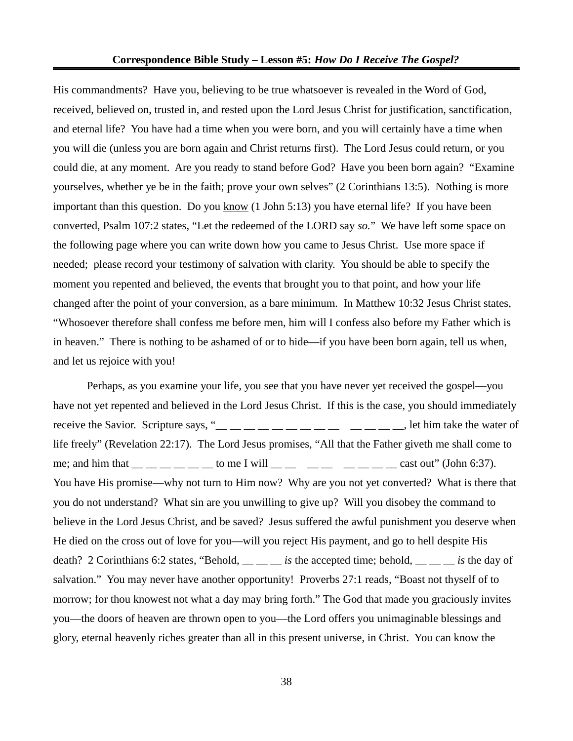His commandments? Have you, believing to be true whatsoever is revealed in the Word of God, received, believed on, trusted in, and rested upon the Lord Jesus Christ for justification, sanctification, and eternal life? You have had a time when you were born, and you will certainly have a time when you will die (unless you are born again and Christ returns first). The Lord Jesus could return, or you could die, at any moment. Are you ready to stand before God? Have you been born again? "Examine yourselves, whether ye be in the faith; prove your own selves" (2 Corinthians 13:5). Nothing is more important than this question. Do you <u>know</u> (1 John 5:13) you have eternal life? If you have been converted, Psalm 107:2 states, "Let the redeemed of the LORD say *so*." We have left some space on the following page where you can write down how you came to Jesus Christ. Use more space if needed; please record your testimony of salvation with clarity. You should be able to specify the moment you repented and believed, the events that brought you to that point, and how your life changed after the point of your conversion, as a bare minimum. In Matthew 10:32 Jesus Christ states, "Whosoever therefore shall confess me before men, him will I confess also before my Father which is in heaven." There is nothing to be ashamed of or to hide—if you have been born again, tell us when, and let us rejoice with you!

Perhaps, as you examine your life, you see that you have never yet received the gospel—you have not yet repented and believed in the Lord Jesus Christ. If this is the case, you should immediately receive the Savior. Scripture says, "__ __ __ __ __ __ __ __ __ __ __ __ __, let him take the water of life freely" (Revelation 22:17). The Lord Jesus promises, "All that the Father giveth me shall come to me; and him that __ __ __ __ __ __ to me I will __ __ __ __ __ __ __ __ cast out" (John 6:37). You have His promise—why not turn to Him now? Why are you not yet converted? What is there that you do not understand? What sin are you unwilling to give up? Will you disobey the command to believe in the Lord Jesus Christ, and be saved? Jesus suffered the awful punishment you deserve when He died on the cross out of love for you—will you reject His payment, and go to hell despite His death? 2 Corinthians 6:2 states, "Behold, __ __ __ *is* the accepted time; behold, __ __ __ *is* the day of salvation." You may never have another opportunity! Proverbs 27:1 reads, "Boast not thyself of to morrow; for thou knowest not what a day may bring forth." The God that made you graciously invites you—the doors of heaven are thrown open to you—the Lord offers you unimaginable blessings and glory, eternal heavenly riches greater than all in this present universe, in Christ. You can know the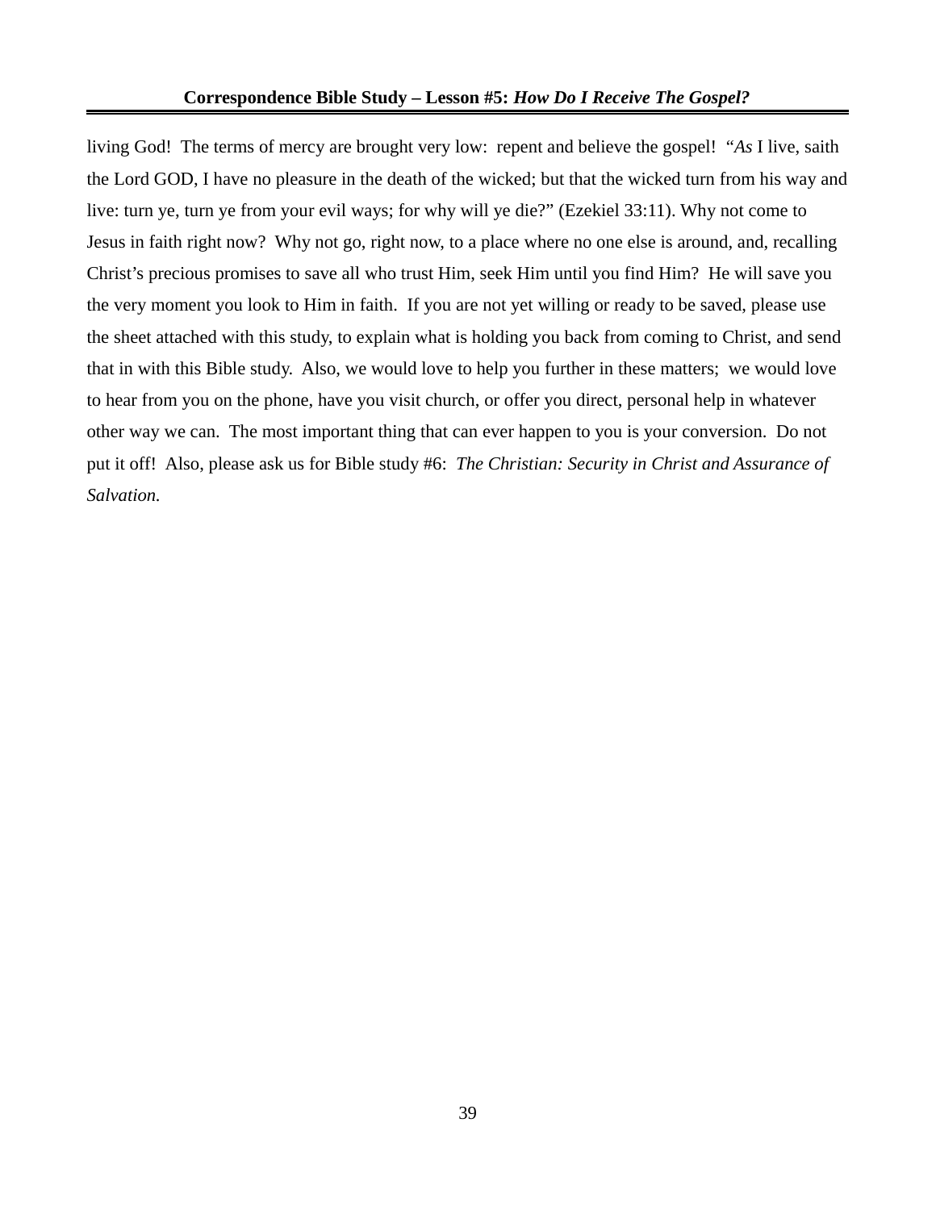living God!  The terms of mercy are brought very low:  repent and believe the gospel!  "*As* I live, saith the Lord GOD, I have no pleasure in the death of the wicked; but that the wicked turn from his way and live: turn ye, turn ye from your evil ways; for why will ye die?" (Ezekiel 33:11). Why not come to Jesus in faith right now?  Why not go, right now, to a place where no one else is around, and, recalling Christ's precious promises to save all who trust Him, seek Him until you find Him?  He will save you the very moment you look to Him in faith.  If you are not yet willing or ready to be saved, please use the sheet attached with this study, to explain what is holding you back from coming to Christ, and send that in with this Bible study.  Also, we would love to help you further in these matters;  we would love to hear from you on the phone, have you visit church, or offer you direct, personal help in whatever other way we can.  The most important thing that can ever happen to you is your conversion.  Do not put it off!  Also, please ask us for Bible study #6:  *The Christian: Security in Christ and Assurance of Salvation.*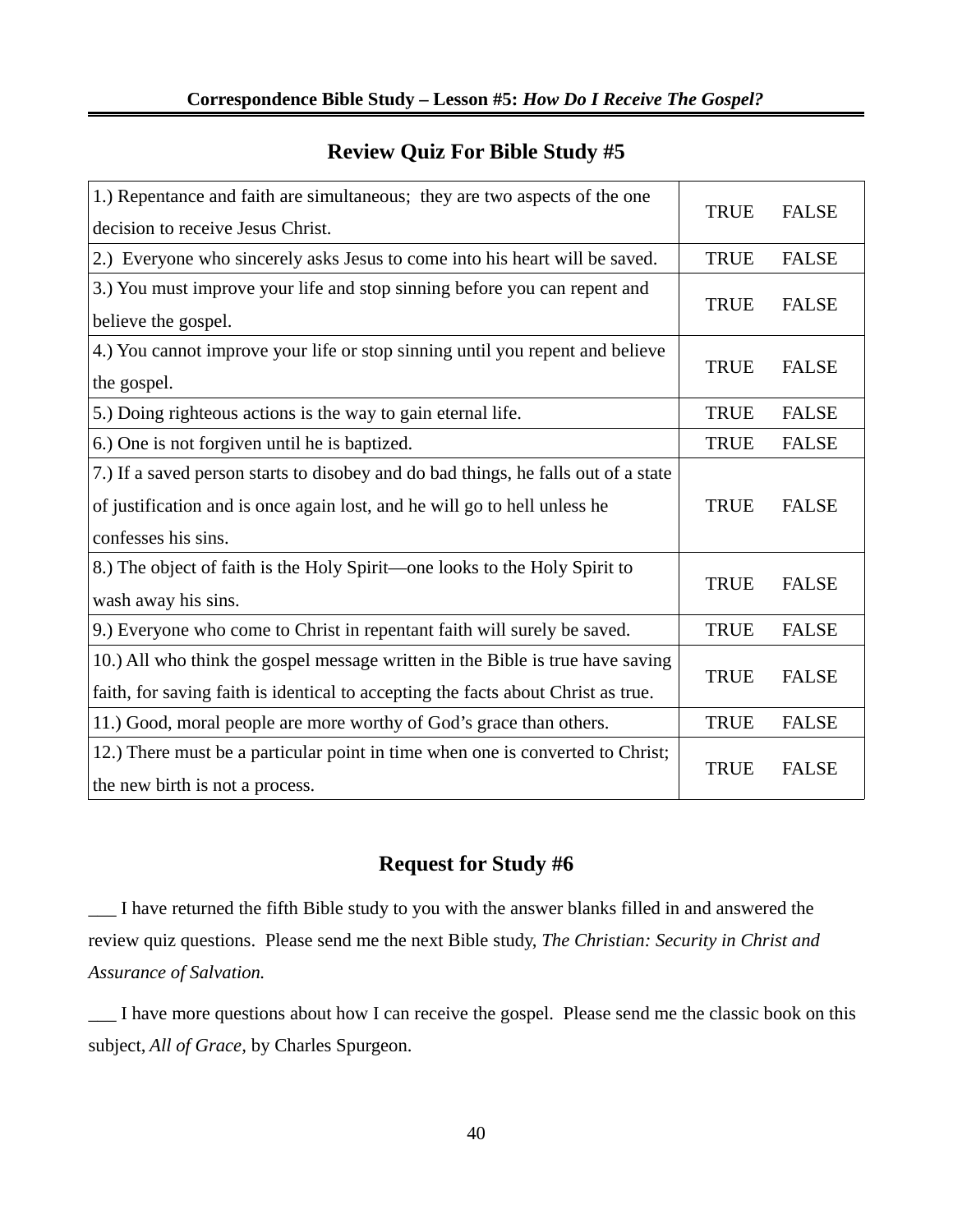**Correspondence Bible Study – Lesson #5:** ***How Do I Receive The Gospel?***

## Review Quiz For Bible Study #5

| Question | |
|---|---|
| 1.) Repentance and faith are simultaneous; they are two aspects of the one decision to receive Jesus Christ. | TRUE FALSE |
| 2.) Everyone who sincerely asks Jesus to come into his heart will be saved. | TRUE FALSE |
| 3.) You must improve your life and stop sinning before you can repent and believe the gospel. | TRUE FALSE |
| 4.) You cannot improve your life or stop sinning until you repent and believe the gospel. | TRUE FALSE |
| 5.) Doing righteous actions is the way to gain eternal life. | TRUE FALSE |
| 6.) One is not forgiven until he is baptized. | TRUE FALSE |
| 7.) If a saved person starts to disobey and do bad things, he falls out of a state of justification and is once again lost, and he will go to hell unless he confesses his sins. | TRUE FALSE |
| 8.) The object of faith is the Holy Spirit—one looks to the Holy Spirit to wash away his sins. | TRUE FALSE |
| 9.) Everyone who come to Christ in repentant faith will surely be saved. | TRUE FALSE |
| 10.) All who think the gospel message written in the Bible is true have saving faith, for saving faith is identical to accepting the facts about Christ as true. | TRUE FALSE |
| 11.) Good, moral people are more worthy of God's grace than others. | TRUE FALSE |
| 12.) There must be a particular point in time when one is converted to Christ; the new birth is not a process. | TRUE FALSE |

## Request for Study #6

___ I have returned the fifth Bible study to you with the answer blanks filled in and answered the review quiz questions. Please send me the next Bible study, *The Christian: Security in Christ and Assurance of Salvation.*

___ I have more questions about how I can receive the gospel. Please send me the classic book on this subject, *All of Grace,* by Charles Spurgeon.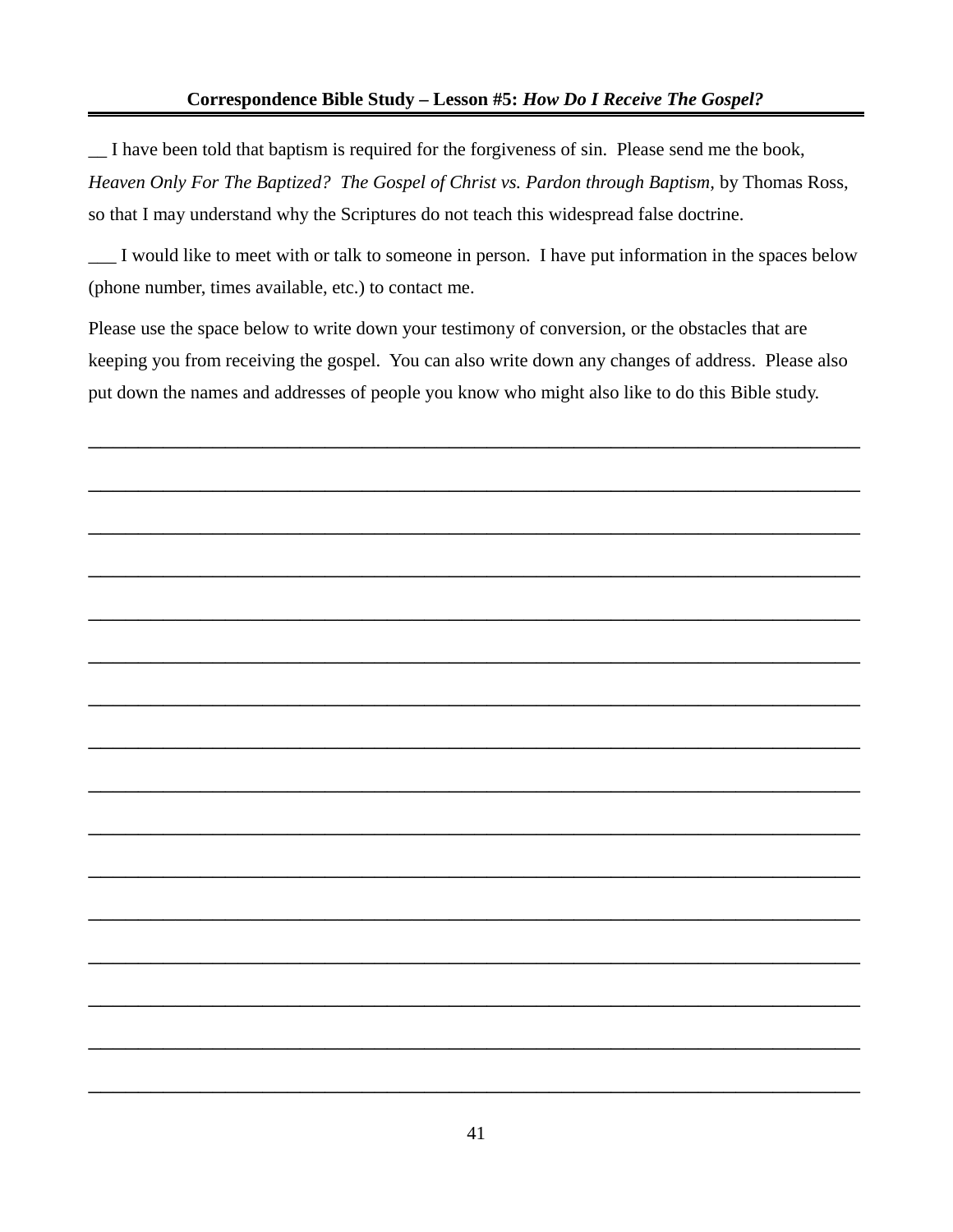__ I have been told that baptism is required for the forgiveness of sin. Please send me the book, *Heaven Only For The Baptized? The Gospel of Christ vs. Pardon through Baptism,* by Thomas Ross, so that I may understand why the Scriptures do not teach this widespread false doctrine.

___ I would like to meet with or talk to someone in person. I have put information in the spaces below (phone number, times available, etc.) to contact me.

Please use the space below to write down your testimony of conversion, or the obstacles that are keeping you from receiving the gospel. You can also write down any changes of address. Please also put down the names and addresses of people you know who might also like to do this Bible study.

________________________________________________________________________________

________________________________________________________________________________

________________________________________________________________________________

________________________________________________________________________________

________________________________________________________________________________

________________________________________________________________________________

________________________________________________________________________________

________________________________________________________________________________

________________________________________________________________________________

________________________________________________________________________________

________________________________________________________________________________

________________________________________________________________________________

________________________________________________________________________________

________________________________________________________________________________

________________________________________________________________________________

________________________________________________________________________________